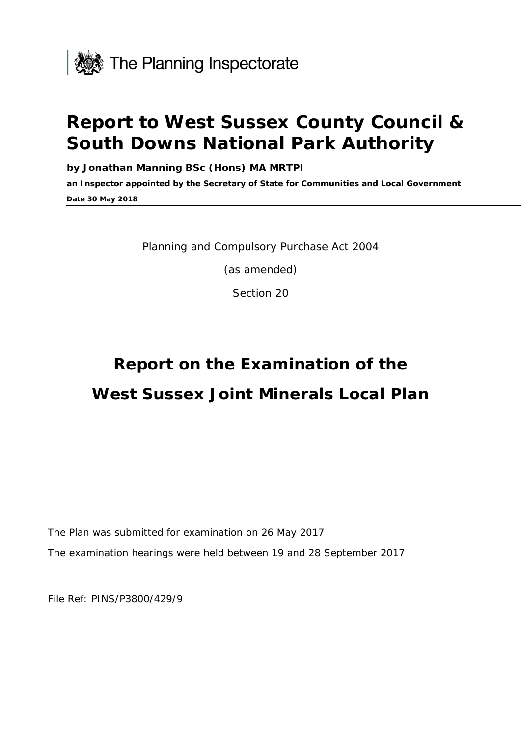The Planning Inspectorate

# Report to West Sussex County Council & South Downs National Park Authority

**by Jonathan Manning BSc (Hons) MA MRTPI**

**an Inspector appointed by the Secretary of State for Communities and Local Government**

**Date 30 May 2018**

Planning and Compulsory Purchase Act 2004

(as amended)

Section 20

# Report on the Examination of the West Sussex Joint Minerals Local Plan

The Plan was submitted for examination on 26 May 2017

The examination hearings were held between 19 and 28 September 2017

File Ref: PINS/P3800/429/9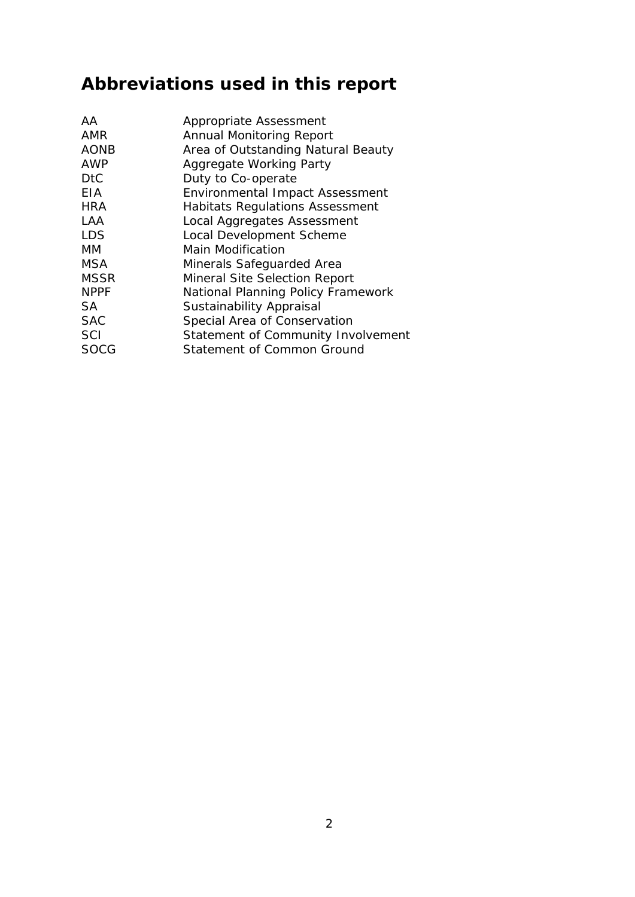# Abbreviations used in this report

| | |
|---|---|
| AA | Appropriate Assessment |
| AMR | Annual Monitoring Report |
| AONB | Area of Outstanding Natural Beauty |
| AWP | Aggregate Working Party |
| DtC | Duty to Co-operate |
| EIA | Environmental Impact Assessment |
| HRA | Habitats Regulations Assessment |
| LAA | Local Aggregates Assessment |
| LDS | Local Development Scheme |
| MM | Main Modification |
| MSA | Minerals Safeguarded Area |
| MSSR | Mineral Site Selection Report |
| NPPF | National Planning Policy Framework |
| SA | Sustainability Appraisal |
| SAC | Special Area of Conservation |
| SCI | Statement of Community Involvement |
| SOCG | Statement of Common Ground |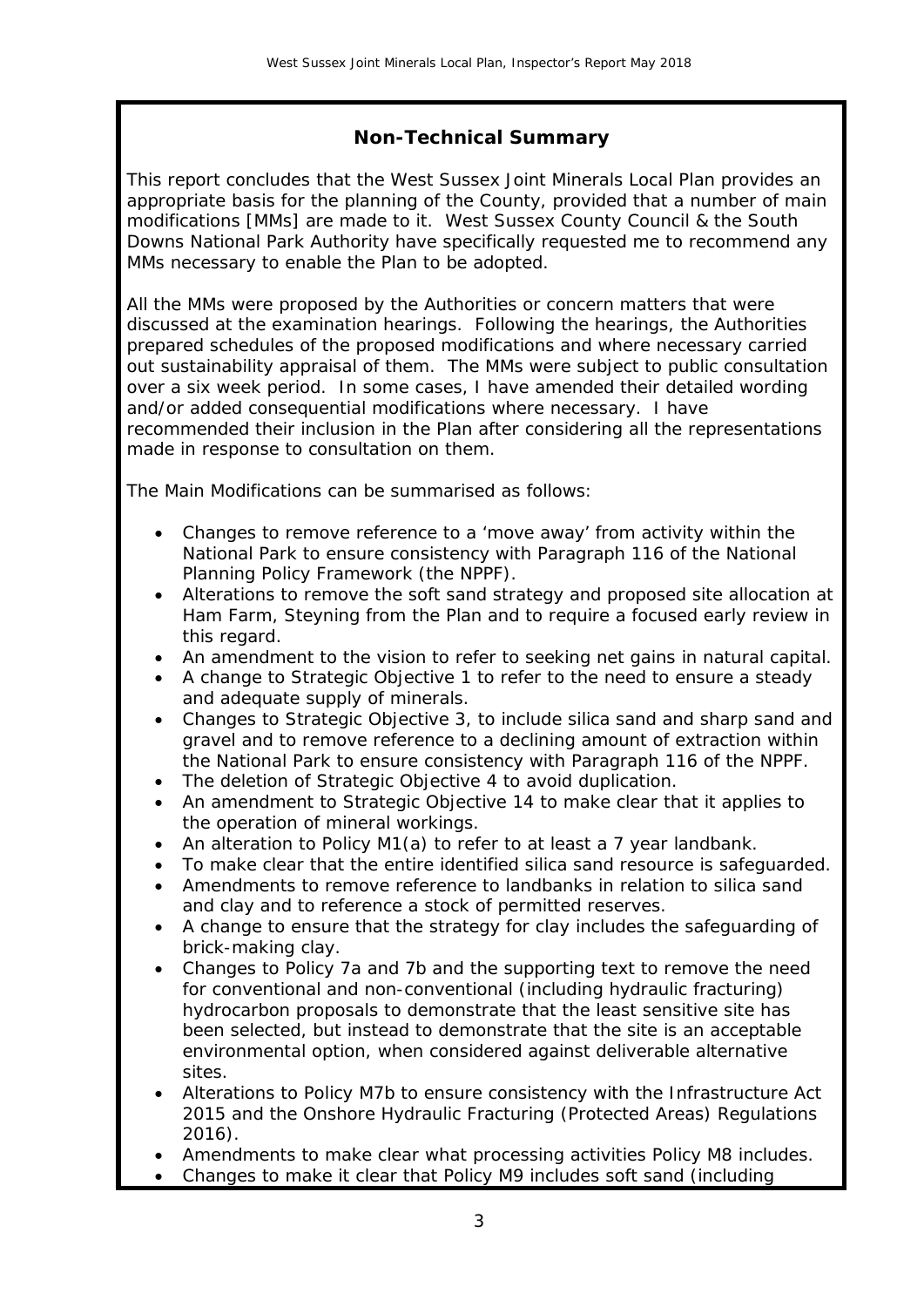## Non-Technical Summary

This report concludes that the West Sussex Joint Minerals Local Plan provides an appropriate basis for the planning of the County, provided that a number of main modifications [MMs] are made to it. West Sussex County Council & the South Downs National Park Authority have specifically requested me to recommend any MMs necessary to enable the Plan to be adopted.

All the MMs were proposed by the Authorities or concern matters that were discussed at the examination hearings. Following the hearings, the Authorities prepared schedules of the proposed modifications and where necessary carried out sustainability appraisal of them. The MMs were subject to public consultation over a six week period. In some cases, I have amended their detailed wording and/or added consequential modifications where necessary. I have recommended their inclusion in the Plan after considering all the representations made in response to consultation on them.

The Main Modifications can be summarised as follows:

- Changes to remove reference to a 'move away' from activity within the National Park to ensure consistency with Paragraph 116 of the National Planning Policy Framework (the NPPF).
- Alterations to remove the soft sand strategy and proposed site allocation at Ham Farm, Steyning from the Plan and to require a focused early review in this regard.
- An amendment to the vision to refer to seeking net gains in natural capital.
- A change to Strategic Objective 1 to refer to the need to ensure a steady and adequate supply of minerals.
- Changes to Strategic Objective 3, to include silica sand and sharp sand and gravel and to remove reference to a declining amount of extraction within the National Park to ensure consistency with Paragraph 116 of the NPPF.
- The deletion of Strategic Objective 4 to avoid duplication.
- An amendment to Strategic Objective 14 to make clear that it applies to the operation of mineral workings.
- An alteration to Policy M1(a) to refer to at least a 7 year landbank.
- To make clear that the entire identified silica sand resource is safeguarded.
- Amendments to remove reference to landbanks in relation to silica sand and clay and to reference a stock of permitted reserves.
- A change to ensure that the strategy for clay includes the safeguarding of brick-making clay.
- Changes to Policy 7a and 7b and the supporting text to remove the need for conventional and non-conventional (including hydraulic fracturing) hydrocarbon proposals to demonstrate that the least sensitive site has been selected, but instead to demonstrate that the site is an acceptable environmental option, when considered against deliverable alternative sites.
- Alterations to Policy M7b to ensure consistency with the Infrastructure Act 2015 and the Onshore Hydraulic Fracturing (Protected Areas) Regulations 2016).
- Amendments to make clear what processing activities Policy M8 includes.
- Changes to make it clear that Policy M9 includes soft sand (including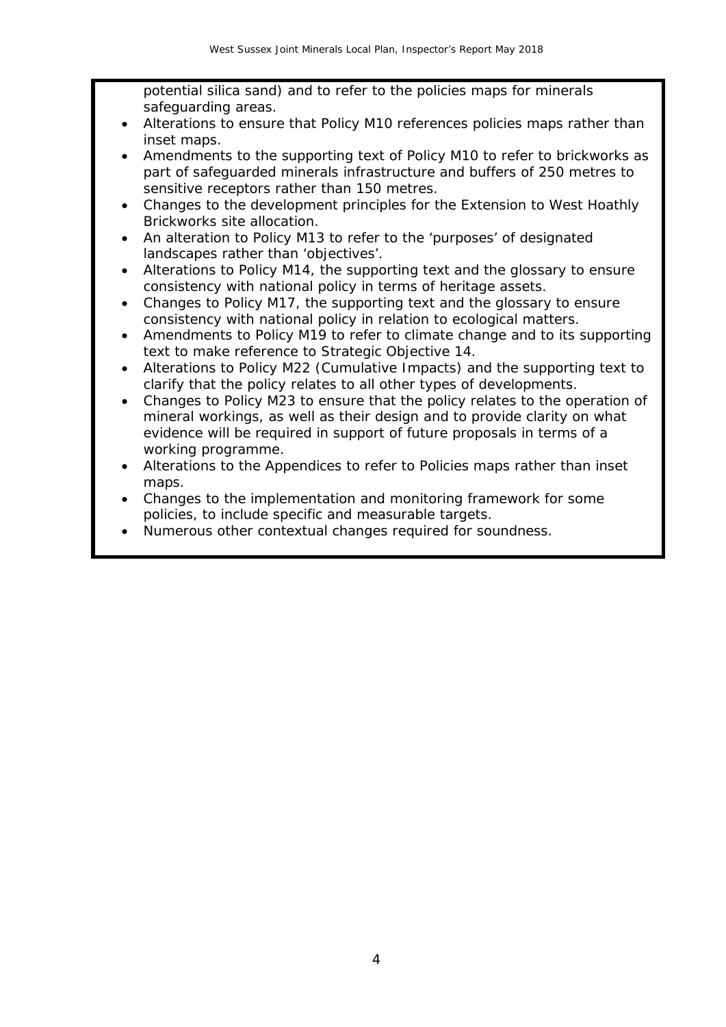potential silica sand) and to refer to the policies maps for minerals safeguarding areas.

- Alterations to ensure that Policy M10 references policies maps rather than inset maps.
- Amendments to the supporting text of Policy M10 to refer to brickworks as part of safeguarded minerals infrastructure and buffers of 250 metres to sensitive receptors rather than 150 metres.
- Changes to the development principles for the Extension to West Hoathly Brickworks site allocation.
- An alteration to Policy M13 to refer to the 'purposes' of designated landscapes rather than 'objectives'.
- Alterations to Policy M14, the supporting text and the glossary to ensure consistency with national policy in terms of heritage assets.
- Changes to Policy M17, the supporting text and the glossary to ensure consistency with national policy in relation to ecological matters.
- Amendments to Policy M19 to refer to climate change and to its supporting text to make reference to Strategic Objective 14.
- Alterations to Policy M22 (Cumulative Impacts) and the supporting text to clarify that the policy relates to all other types of developments.
- Changes to Policy M23 to ensure that the policy relates to the operation of mineral workings, as well as their design and to provide clarity on what evidence will be required in support of future proposals in terms of a working programme.
- Alterations to the Appendices to refer to Policies maps rather than inset maps.
- Changes to the implementation and monitoring framework for some policies, to include specific and measurable targets.
- Numerous other contextual changes required for soundness.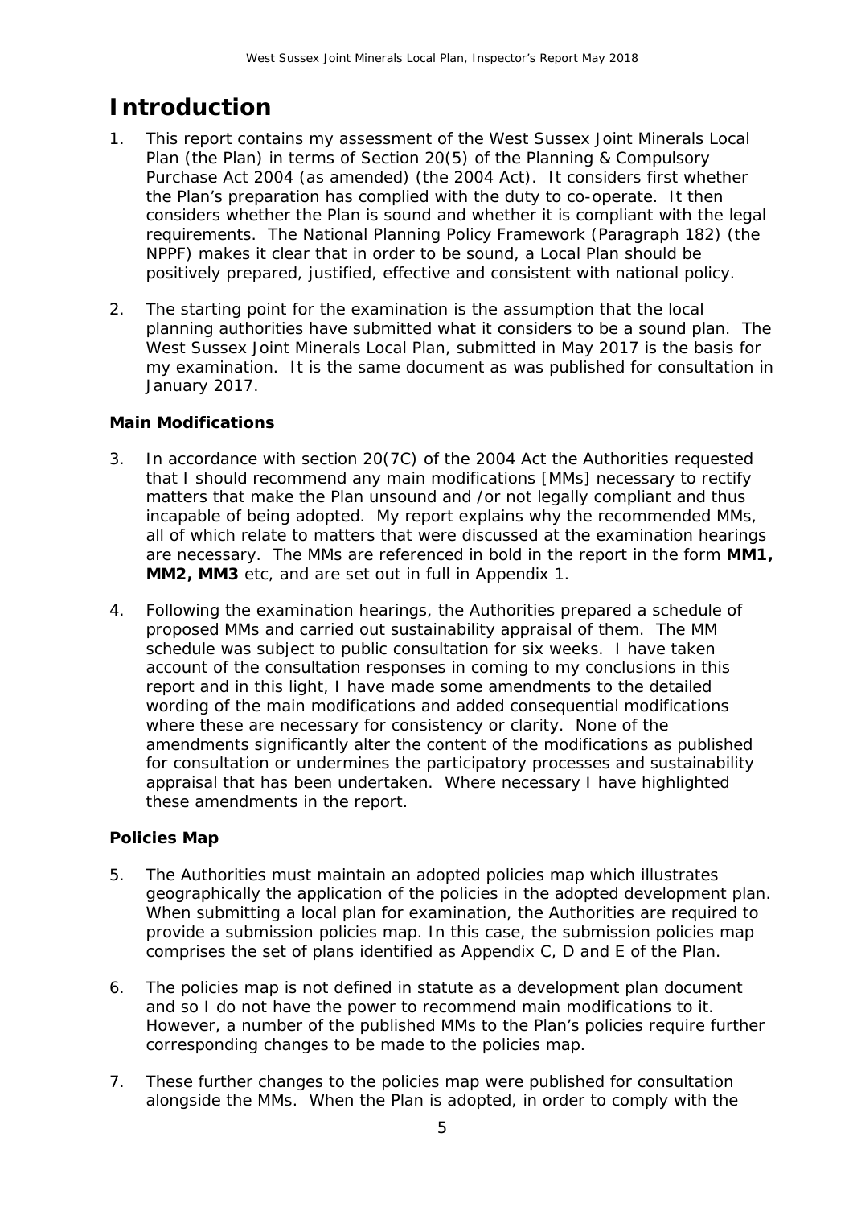# Introduction

1. This report contains my assessment of the West Sussex Joint Minerals Local Plan (the Plan) in terms of Section 20(5) of the Planning & Compulsory Purchase Act 2004 (as amended) (the 2004 Act). It considers first whether the Plan's preparation has complied with the duty to co-operate. It then considers whether the Plan is sound and whether it is compliant with the legal requirements. The National Planning Policy Framework (Paragraph 182) (the NPPF) makes it clear that in order to be sound, a Local Plan should be positively prepared, justified, effective and consistent with national policy.

2. The starting point for the examination is the assumption that the local planning authorities have submitted what it considers to be a sound plan. The West Sussex Joint Minerals Local Plan, submitted in May 2017 is the basis for my examination. It is the same document as was published for consultation in January 2017.

### Main Modifications

3. In accordance with section 20(7C) of the 2004 Act the Authorities requested that I should recommend any main modifications [MMs] necessary to rectify matters that make the Plan unsound and /or not legally compliant and thus incapable of being adopted. My report explains why the recommended MMs, all of which relate to matters that were discussed at the examination hearings are necessary. The MMs are referenced in bold in the report in the form **MM1, MM2, MM3** etc, and are set out in full in Appendix 1.

4. Following the examination hearings, the Authorities prepared a schedule of proposed MMs and carried out sustainability appraisal of them. The MM schedule was subject to public consultation for six weeks. I have taken account of the consultation responses in coming to my conclusions in this report and in this light, I have made some amendments to the detailed wording of the main modifications and added consequential modifications where these are necessary for consistency or clarity. None of the amendments significantly alter the content of the modifications as published for consultation or undermines the participatory processes and sustainability appraisal that has been undertaken. Where necessary I have highlighted these amendments in the report.

### Policies Map

5. The Authorities must maintain an adopted policies map which illustrates geographically the application of the policies in the adopted development plan. When submitting a local plan for examination, the Authorities are required to provide a submission policies map. In this case, the submission policies map comprises the set of plans identified as Appendix C, D and E of the Plan.

6. The policies map is not defined in statute as a development plan document and so I do not have the power to recommend main modifications to it. However, a number of the published MMs to the Plan's policies require further corresponding changes to be made to the policies map.

7. These further changes to the policies map were published for consultation alongside the MMs. When the Plan is adopted, in order to comply with the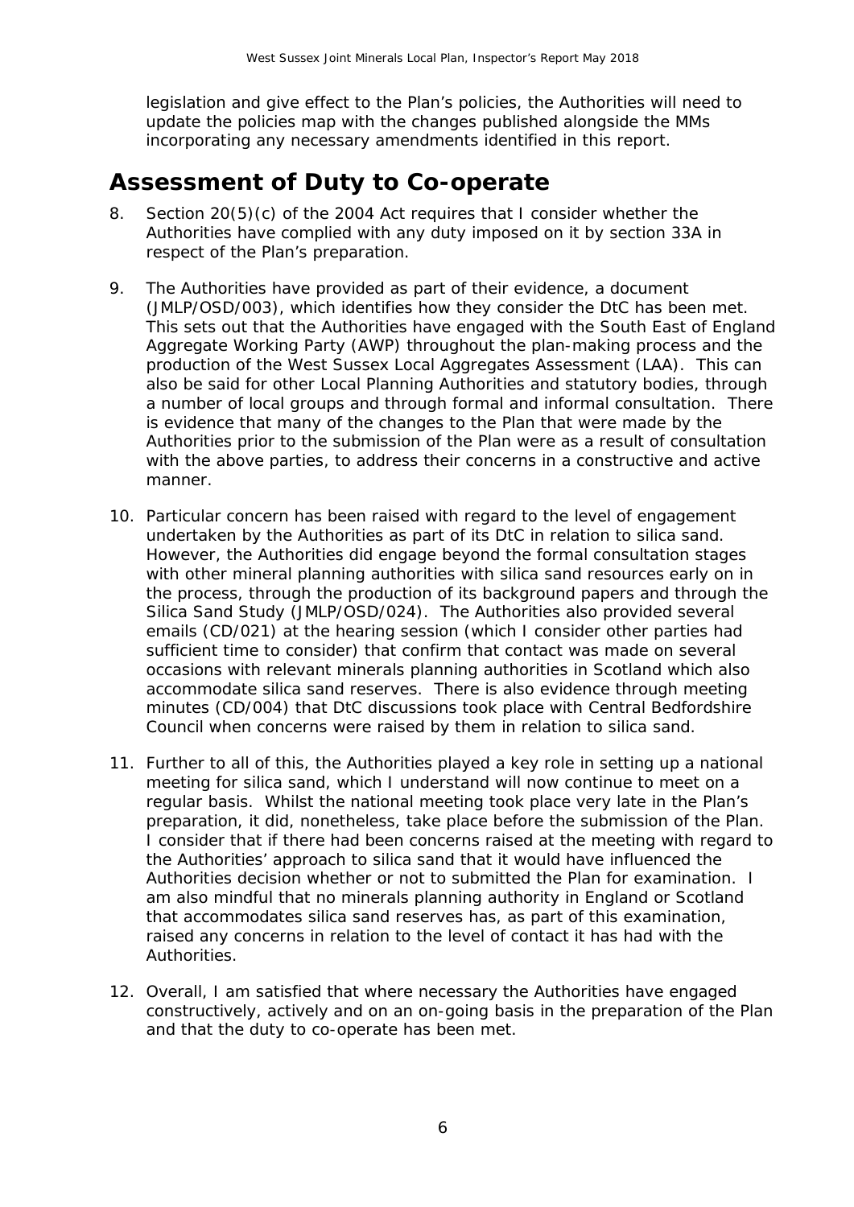legislation and give effect to the Plan's policies, the Authorities will need to update the policies map with the changes published alongside the MMs incorporating any necessary amendments identified in this report.

## Assessment of Duty to Co-operate

8. Section 20(5)(c) of the 2004 Act requires that I consider whether the Authorities have complied with any duty imposed on it by section 33A in respect of the Plan's preparation.

9. The Authorities have provided as part of their evidence, a document (JMLP/OSD/003), which identifies how they consider the DtC has been met. This sets out that the Authorities have engaged with the South East of England Aggregate Working Party (AWP) throughout the plan-making process and the production of the West Sussex Local Aggregates Assessment (LAA). This can also be said for other Local Planning Authorities and statutory bodies, through a number of local groups and through formal and informal consultation. There is evidence that many of the changes to the Plan that were made by the Authorities prior to the submission of the Plan were as a result of consultation with the above parties, to address their concerns in a constructive and active manner.

10. Particular concern has been raised with regard to the level of engagement undertaken by the Authorities as part of its DtC in relation to silica sand. However, the Authorities did engage beyond the formal consultation stages with other mineral planning authorities with silica sand resources early on in the process, through the production of its background papers and through the Silica Sand Study (JMLP/OSD/024). The Authorities also provided several emails (CD/021) at the hearing session (which I consider other parties had sufficient time to consider) that confirm that contact was made on several occasions with relevant minerals planning authorities in Scotland which also accommodate silica sand reserves. There is also evidence through meeting minutes (CD/004) that DtC discussions took place with Central Bedfordshire Council when concerns were raised by them in relation to silica sand.

11. Further to all of this, the Authorities played a key role in setting up a national meeting for silica sand, which I understand will now continue to meet on a regular basis. Whilst the national meeting took place very late in the Plan's preparation, it did, nonetheless, take place before the submission of the Plan. I consider that if there had been concerns raised at the meeting with regard to the Authorities' approach to silica sand that it would have influenced the Authorities decision whether or not to submitted the Plan for examination. I am also mindful that no minerals planning authority in England or Scotland that accommodates silica sand reserves has, as part of this examination, raised any concerns in relation to the level of contact it has had with the Authorities.

12. Overall, I am satisfied that where necessary the Authorities have engaged constructively, actively and on an on-going basis in the preparation of the Plan and that the duty to co-operate has been met.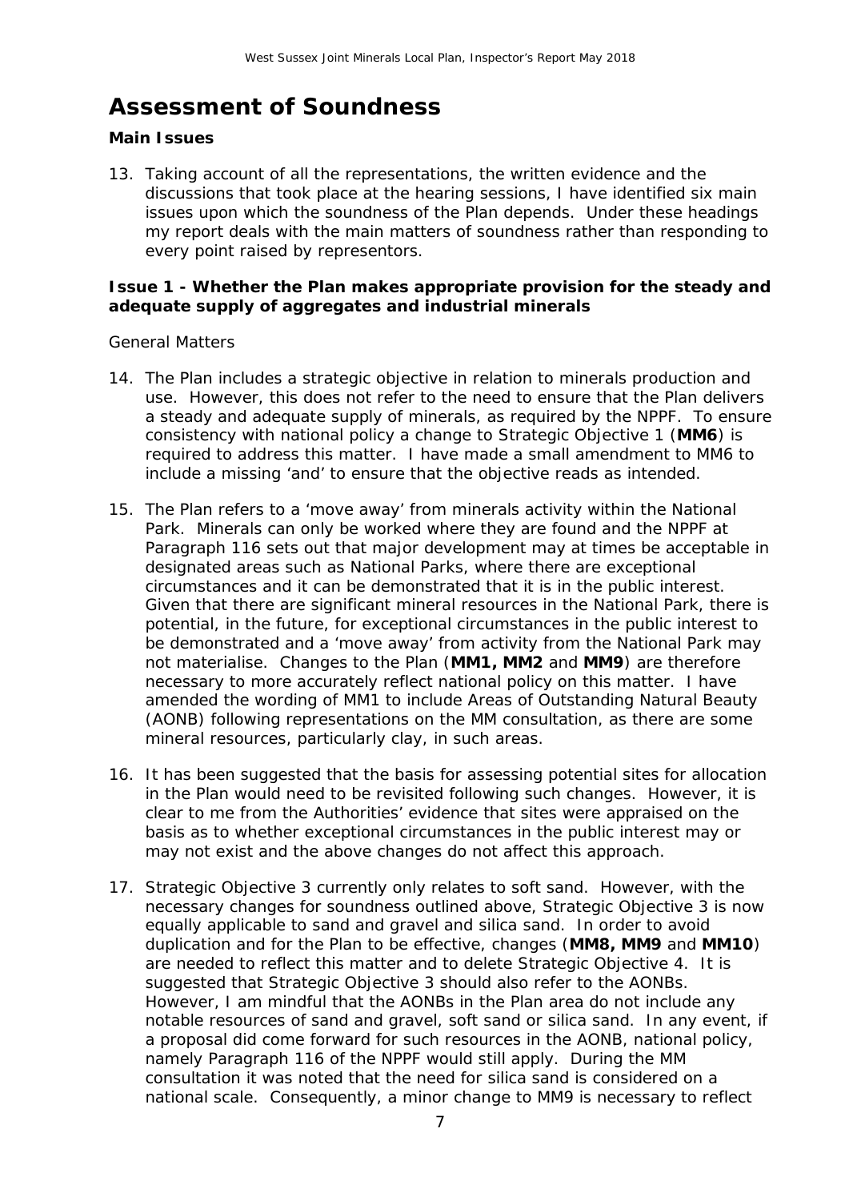# Assessment of Soundness

### Main Issues

13. Taking account of all the representations, the written evidence and the discussions that took place at the hearing sessions, I have identified six main issues upon which the soundness of the Plan depends. Under these headings my report deals with the main matters of soundness rather than responding to every point raised by representors.

### Issue 1 - Whether the Plan makes appropriate provision for the steady and adequate supply of aggregates and industrial minerals

*General Matters*

14. The Plan includes a strategic objective in relation to minerals production and use. However, this does not refer to the need to ensure that the Plan delivers a steady and adequate supply of minerals, as required by the NPPF. To ensure consistency with national policy a change to Strategic Objective 1 (**MM6**) is required to address this matter. I have made a small amendment to MM6 to include a missing 'and' to ensure that the objective reads as intended.

15. The Plan refers to a 'move away' from minerals activity within the National Park. Minerals can only be worked where they are found and the NPPF at Paragraph 116 sets out that major development may at times be acceptable in designated areas such as National Parks, where there are exceptional circumstances and it can be demonstrated that it is in the public interest. Given that there are significant mineral resources in the National Park, there is potential, in the future, for exceptional circumstances in the public interest to be demonstrated and a 'move away' from activity from the National Park may not materialise. Changes to the Plan (**MM1, MM2** and **MM9**) are therefore necessary to more accurately reflect national policy on this matter. I have amended the wording of MM1 to include Areas of Outstanding Natural Beauty (AONB) following representations on the MM consultation, as there are some mineral resources, particularly clay, in such areas.

16. It has been suggested that the basis for assessing potential sites for allocation in the Plan would need to be revisited following such changes. However, it is clear to me from the Authorities' evidence that sites were appraised on the basis as to whether exceptional circumstances in the public interest may or may not exist and the above changes do not affect this approach.

17. Strategic Objective 3 currently only relates to soft sand. However, with the necessary changes for soundness outlined above, Strategic Objective 3 is now equally applicable to sand and gravel and silica sand. In order to avoid duplication and for the Plan to be effective, changes (**MM8, MM9** and **MM10**) are needed to reflect this matter and to delete Strategic Objective 4. It is suggested that Strategic Objective 3 should also refer to the AONBs. However, I am mindful that the AONBs in the Plan area do not include any notable resources of sand and gravel, soft sand or silica sand. In any event, if a proposal did come forward for such resources in the AONB, national policy, namely Paragraph 116 of the NPPF would still apply. During the MM consultation it was noted that the need for silica sand is considered on a national scale. Consequently, a minor change to MM9 is necessary to reflect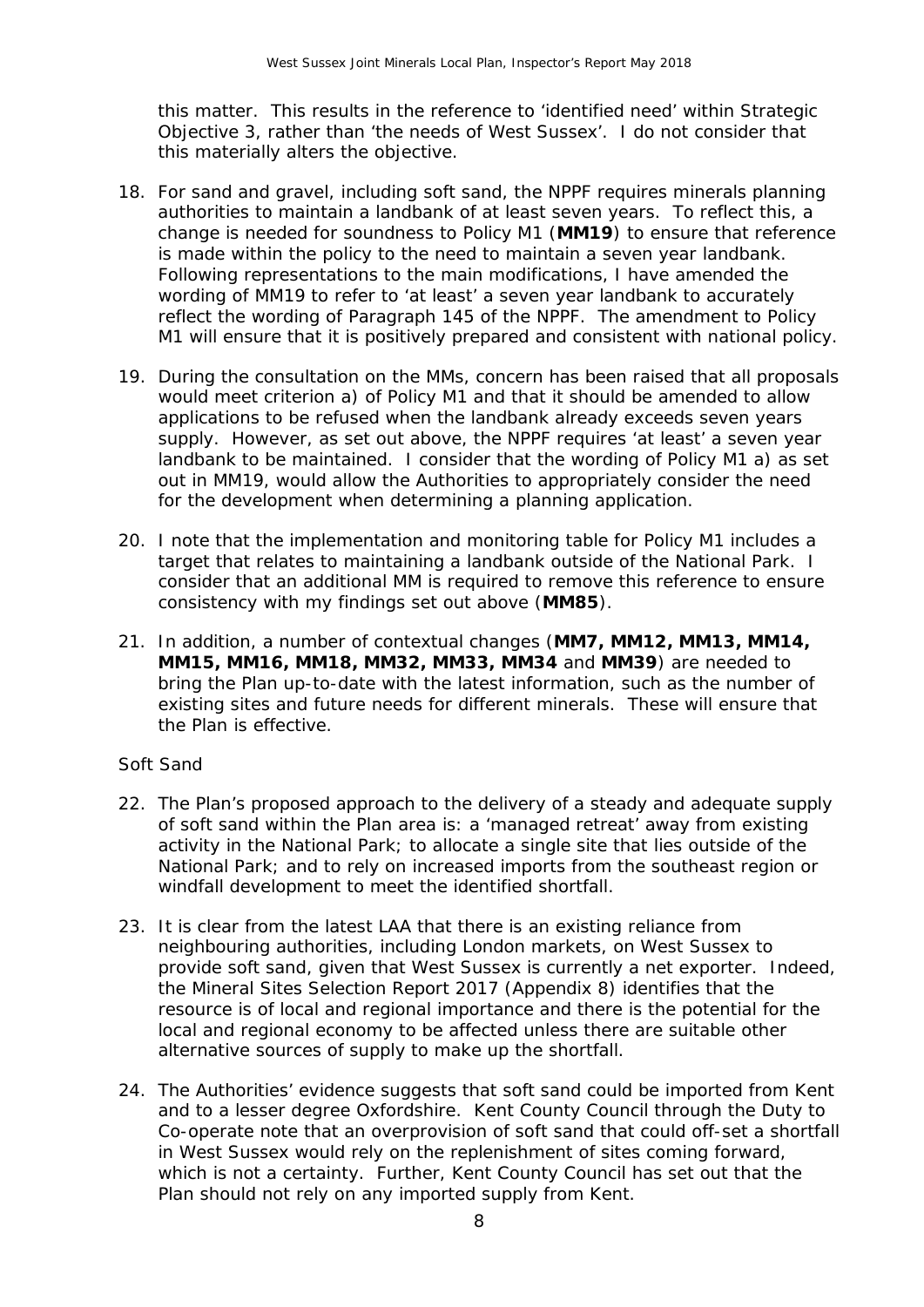this matter. This results in the reference to 'identified need' within Strategic Objective 3, rather than 'the needs of West Sussex'. I do not consider that this materially alters the objective.

18. For sand and gravel, including soft sand, the NPPF requires minerals planning authorities to maintain a landbank of at least seven years. To reflect this, a change is needed for soundness to Policy M1 (**MM19**) to ensure that reference is made within the policy to the need to maintain a seven year landbank. Following representations to the main modifications, I have amended the wording of MM19 to refer to 'at least' a seven year landbank to accurately reflect the wording of Paragraph 145 of the NPPF. The amendment to Policy M1 will ensure that it is positively prepared and consistent with national policy.

19. During the consultation on the MMs, concern has been raised that all proposals would meet criterion a) of Policy M1 and that it should be amended to allow applications to be refused when the landbank already exceeds seven years supply. However, as set out above, the NPPF requires 'at least' a seven year landbank to be maintained. I consider that the wording of Policy M1 a) as set out in MM19, would allow the Authorities to appropriately consider the need for the development when determining a planning application.

20. I note that the implementation and monitoring table for Policy M1 includes a target that relates to maintaining a landbank outside of the National Park. I consider that an additional MM is required to remove this reference to ensure consistency with my findings set out above (**MM85**).

21. In addition, a number of contextual changes (**MM7, MM12, MM13, MM14, MM15, MM16, MM18, MM32, MM33, MM34** and **MM39**) are needed to bring the Plan up-to-date with the latest information, such as the number of existing sites and future needs for different minerals. These will ensure that the Plan is effective.

*Soft Sand*

22. The Plan's proposed approach to the delivery of a steady and adequate supply of soft sand within the Plan area is: a 'managed retreat' away from existing activity in the National Park; to allocate a single site that lies outside of the National Park; and to rely on increased imports from the southeast region or windfall development to meet the identified shortfall.

23. It is clear from the latest LAA that there is an existing reliance from neighbouring authorities, including London markets, on West Sussex to provide soft sand, given that West Sussex is currently a net exporter. Indeed, the Mineral Sites Selection Report 2017 (Appendix 8) identifies that the resource is of local and regional importance and there is the potential for the local and regional economy to be affected unless there are suitable other alternative sources of supply to make up the shortfall.

24. The Authorities' evidence suggests that soft sand could be imported from Kent and to a lesser degree Oxfordshire. Kent County Council through the Duty to Co-operate note that an overprovision of soft sand that could off-set a shortfall in West Sussex would rely on the replenishment of sites coming forward, which is not a certainty. Further, Kent County Council has set out that the Plan should not rely on any imported supply from Kent.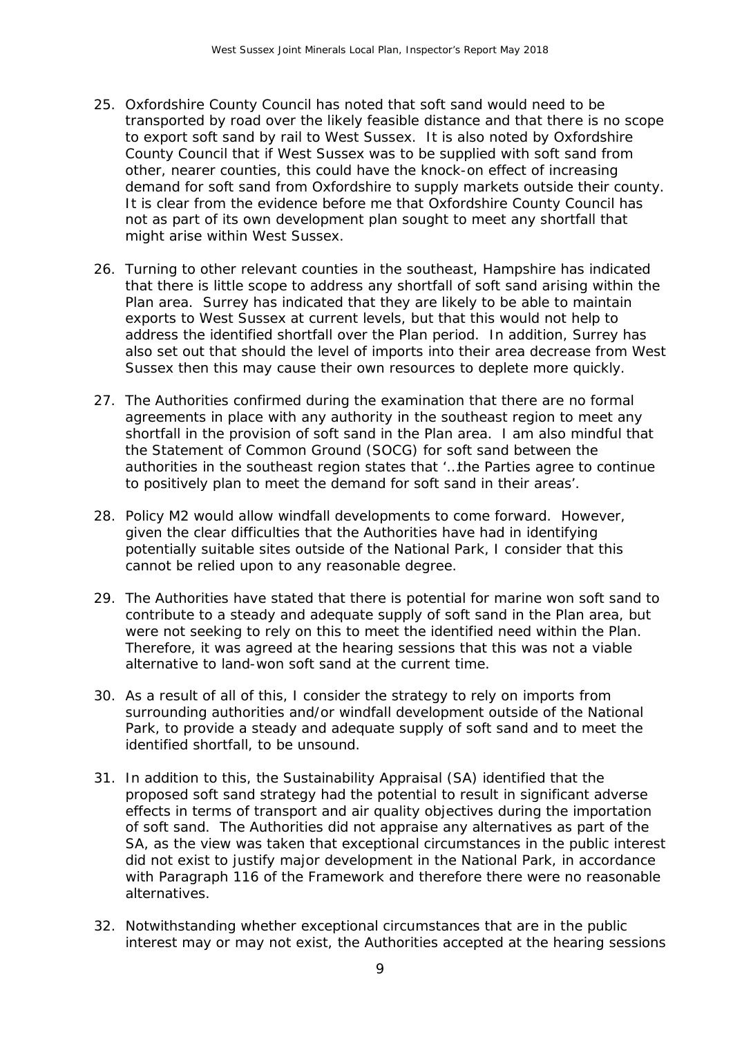25. Oxfordshire County Council has noted that soft sand would need to be transported by road over the likely feasible distance and that there is no scope to export soft sand by rail to West Sussex. It is also noted by Oxfordshire County Council that if West Sussex was to be supplied with soft sand from other, nearer counties, this could have the knock-on effect of increasing demand for soft sand from Oxfordshire to supply markets outside their county. It is clear from the evidence before me that Oxfordshire County Council has not as part of its own development plan sought to meet any shortfall that might arise within West Sussex.

26. Turning to other relevant counties in the southeast, Hampshire has indicated that there is little scope to address any shortfall of soft sand arising within the Plan area. Surrey has indicated that they are likely to be able to maintain exports to West Sussex at current levels, but that this would not help to address the identified shortfall over the Plan period. In addition, Surrey has also set out that should the level of imports into their area decrease from West Sussex then this may cause their own resources to deplete more quickly.

27. The Authorities confirmed during the examination that there are no formal agreements in place with any authority in the southeast region to meet any shortfall in the provision of soft sand in the Plan area. I am also mindful that the Statement of Common Ground (SOCG) for soft sand between the authorities in the southeast region states that '…the Parties agree to continue to positively plan to meet the demand for soft sand in their areas'.

28. Policy M2 would allow windfall developments to come forward. However, given the clear difficulties that the Authorities have had in identifying potentially suitable sites outside of the National Park, I consider that this cannot be relied upon to any reasonable degree.

29. The Authorities have stated that there is potential for marine won soft sand to contribute to a steady and adequate supply of soft sand in the Plan area, but were not seeking to rely on this to meet the identified need within the Plan. Therefore, it was agreed at the hearing sessions that this was not a viable alternative to land-won soft sand at the current time.

30. As a result of all of this, I consider the strategy to rely on imports from surrounding authorities and/or windfall development outside of the National Park, to provide a steady and adequate supply of soft sand and to meet the identified shortfall, to be unsound.

31. In addition to this, the Sustainability Appraisal (SA) identified that the proposed soft sand strategy had the potential to result in significant adverse effects in terms of transport and air quality objectives during the importation of soft sand. The Authorities did not appraise any alternatives as part of the SA, as the view was taken that exceptional circumstances in the public interest did not exist to justify major development in the National Park, in accordance with Paragraph 116 of the Framework and therefore there were no reasonable alternatives.

32. Notwithstanding whether exceptional circumstances that are in the public interest may or may not exist, the Authorities accepted at the hearing sessions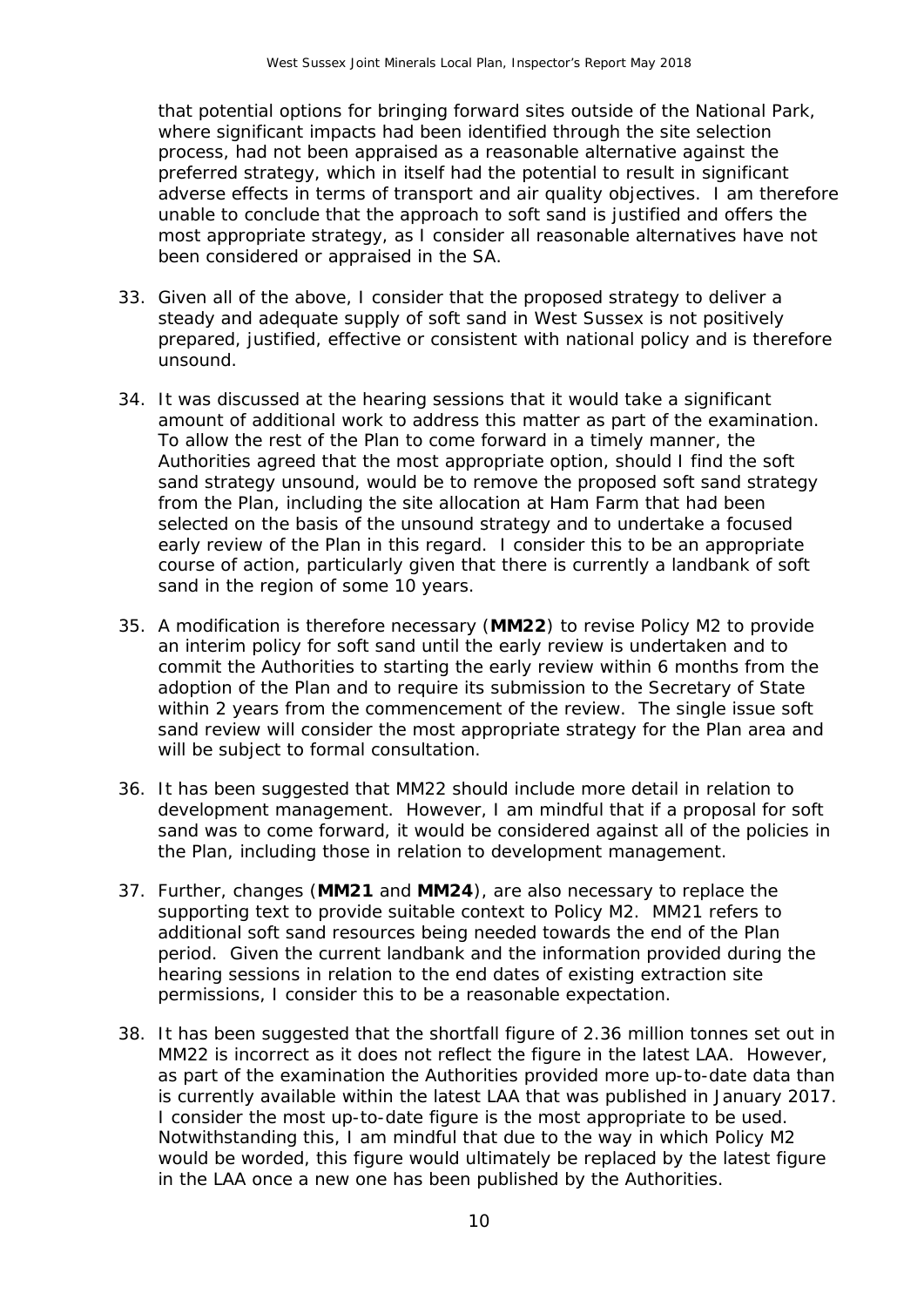that potential options for bringing forward sites outside of the National Park, where significant impacts had been identified through the site selection process, had not been appraised as a reasonable alternative against the preferred strategy, which in itself had the potential to result in significant adverse effects in terms of transport and air quality objectives. I am therefore unable to conclude that the approach to soft sand is justified and offers the most appropriate strategy, as I consider all reasonable alternatives have not been considered or appraised in the SA.

33. Given all of the above, I consider that the proposed strategy to deliver a steady and adequate supply of soft sand in West Sussex is not positively prepared, justified, effective or consistent with national policy and is therefore unsound.

34. It was discussed at the hearing sessions that it would take a significant amount of additional work to address this matter as part of the examination. To allow the rest of the Plan to come forward in a timely manner, the Authorities agreed that the most appropriate option, should I find the soft sand strategy unsound, would be to remove the proposed soft sand strategy from the Plan, including the site allocation at Ham Farm that had been selected on the basis of the unsound strategy and to undertake a focused early review of the Plan in this regard. I consider this to be an appropriate course of action, particularly given that there is currently a landbank of soft sand in the region of some 10 years.

35. A modification is therefore necessary (**MM22**) to revise Policy M2 to provide an interim policy for soft sand until the early review is undertaken and to commit the Authorities to starting the early review within 6 months from the adoption of the Plan and to require its submission to the Secretary of State within 2 years from the commencement of the review. The single issue soft sand review will consider the most appropriate strategy for the Plan area and will be subject to formal consultation.

36. It has been suggested that MM22 should include more detail in relation to development management. However, I am mindful that if a proposal for soft sand was to come forward, it would be considered against all of the policies in the Plan, including those in relation to development management.

37. Further, changes (**MM21** and **MM24**), are also necessary to replace the supporting text to provide suitable context to Policy M2. MM21 refers to additional soft sand resources being needed towards the end of the Plan period. Given the current landbank and the information provided during the hearing sessions in relation to the end dates of existing extraction site permissions, I consider this to be a reasonable expectation.

38. It has been suggested that the shortfall figure of 2.36 million tonnes set out in MM22 is incorrect as it does not reflect the figure in the latest LAA. However, as part of the examination the Authorities provided more up-to-date data than is currently available within the latest LAA that was published in January 2017. I consider the most up-to-date figure is the most appropriate to be used. Notwithstanding this, I am mindful that due to the way in which Policy M2 would be worded, this figure would ultimately be replaced by the latest figure in the LAA once a new one has been published by the Authorities.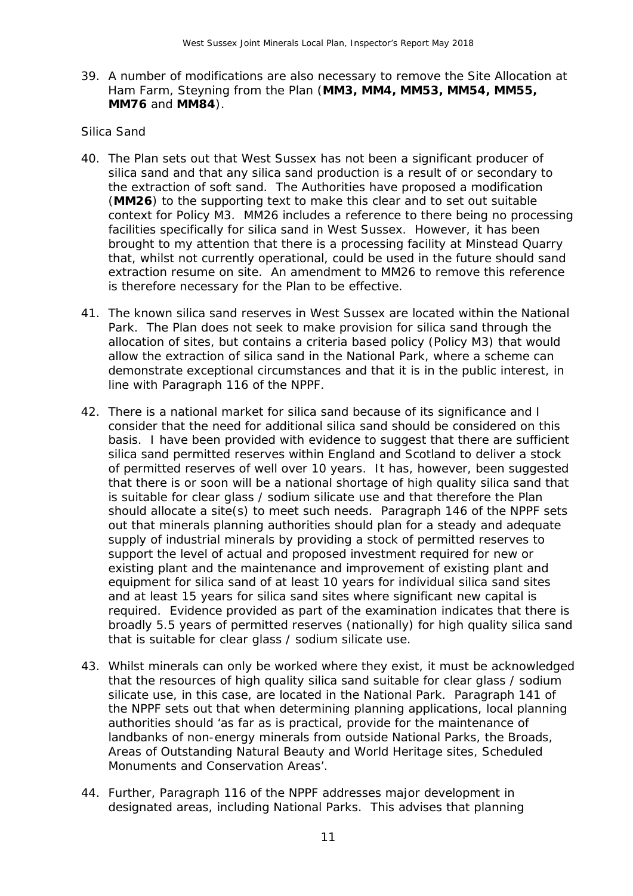39. A number of modifications are also necessary to remove the Site Allocation at Ham Farm, Steyning from the Plan (**MM3, MM4, MM53, MM54, MM55, MM76** and **MM84**).

*Silica Sand*

40. The Plan sets out that West Sussex has not been a significant producer of silica sand and that any silica sand production is a result of or secondary to the extraction of soft sand. The Authorities have proposed a modification (**MM26**) to the supporting text to make this clear and to set out suitable context for Policy M3. MM26 includes a reference to there being no processing facilities specifically for silica sand in West Sussex. However, it has been brought to my attention that there is a processing facility at Minstead Quarry that, whilst not currently operational, could be used in the future should sand extraction resume on site. An amendment to MM26 to remove this reference is therefore necessary for the Plan to be effective.

41. The known silica sand reserves in West Sussex are located within the National Park. The Plan does not seek to make provision for silica sand through the allocation of sites, but contains a criteria based policy (Policy M3) that would allow the extraction of silica sand in the National Park, where a scheme can demonstrate exceptional circumstances and that it is in the public interest, in line with Paragraph 116 of the NPPF.

42. There is a national market for silica sand because of its significance and I consider that the need for additional silica sand should be considered on this basis. I have been provided with evidence to suggest that there are sufficient silica sand permitted reserves within England and Scotland to deliver a stock of permitted reserves of well over 10 years. It has, however, been suggested that there is or soon will be a national shortage of high quality silica sand that is suitable for clear glass / sodium silicate use and that therefore the Plan should allocate a site(s) to meet such needs. Paragraph 146 of the NPPF sets out that minerals planning authorities should plan for a steady and adequate supply of industrial minerals by providing a stock of permitted reserves to support the level of actual and proposed investment required for new or existing plant and the maintenance and improvement of existing plant and equipment for silica sand of at least 10 years for individual silica sand sites and at least 15 years for silica sand sites where significant new capital is required. Evidence provided as part of the examination indicates that there is broadly 5.5 years of permitted reserves (nationally) for high quality silica sand that is suitable for clear glass / sodium silicate use.

43. Whilst minerals can only be worked where they exist, it must be acknowledged that the resources of high quality silica sand suitable for clear glass / sodium silicate use, in this case, are located in the National Park. Paragraph 141 of the NPPF sets out that when determining planning applications, local planning authorities should 'as far as is practical, provide for the maintenance of landbanks of non-energy minerals from outside National Parks, the Broads, Areas of Outstanding Natural Beauty and World Heritage sites, Scheduled Monuments and Conservation Areas'.

44. Further, Paragraph 116 of the NPPF addresses major development in designated areas, including National Parks. This advises that planning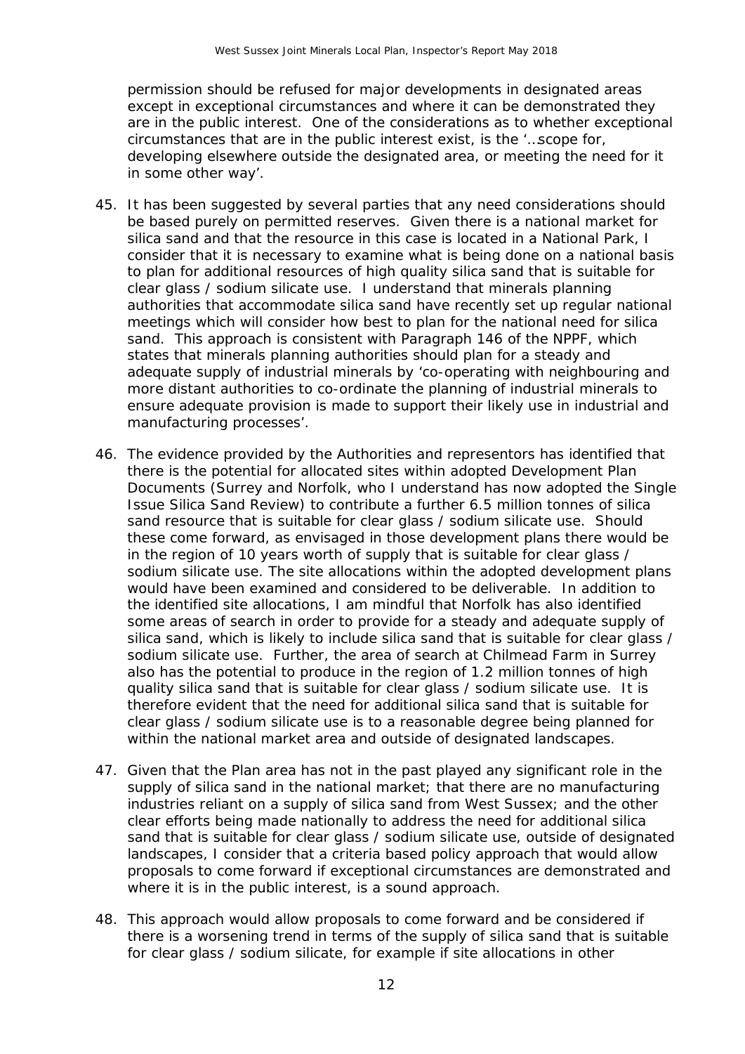permission should be refused for major developments in designated areas except in exceptional circumstances and where it can be demonstrated they are in the public interest. One of the considerations as to whether exceptional circumstances that are in the public interest exist, is the '…scope for, developing elsewhere outside the designated area, or meeting the need for it in some other way'.

45. It has been suggested by several parties that any need considerations should be based purely on permitted reserves. Given there is a national market for silica sand and that the resource in this case is located in a National Park, I consider that it is necessary to examine what is being done on a national basis to plan for additional resources of high quality silica sand that is suitable for clear glass / sodium silicate use. I understand that minerals planning authorities that accommodate silica sand have recently set up regular national meetings which will consider how best to plan for the national need for silica sand. This approach is consistent with Paragraph 146 of the NPPF, which states that minerals planning authorities should plan for a steady and adequate supply of industrial minerals by 'co-operating with neighbouring and more distant authorities to co-ordinate the planning of industrial minerals to ensure adequate provision is made to support their likely use in industrial and manufacturing processes'.

46. The evidence provided by the Authorities and representors has identified that there is the potential for allocated sites within adopted Development Plan Documents (Surrey and Norfolk, who I understand has now adopted the Single Issue Silica Sand Review) to contribute a further 6.5 million tonnes of silica sand resource that is suitable for clear glass / sodium silicate use. Should these come forward, as envisaged in those development plans there would be in the region of 10 years worth of supply that is suitable for clear glass / sodium silicate use. The site allocations within the adopted development plans would have been examined and considered to be deliverable. In addition to the identified site allocations, I am mindful that Norfolk has also identified some areas of search in order to provide for a steady and adequate supply of silica sand, which is likely to include silica sand that is suitable for clear glass / sodium silicate use. Further, the area of search at Chilmead Farm in Surrey also has the potential to produce in the region of 1.2 million tonnes of high quality silica sand that is suitable for clear glass / sodium silicate use. It is therefore evident that the need for additional silica sand that is suitable for clear glass / sodium silicate use is to a reasonable degree being planned for within the national market area and outside of designated landscapes.

47. Given that the Plan area has not in the past played any significant role in the supply of silica sand in the national market; that there are no manufacturing industries reliant on a supply of silica sand from West Sussex; and the other clear efforts being made nationally to address the need for additional silica sand that is suitable for clear glass / sodium silicate use, outside of designated landscapes, I consider that a criteria based policy approach that would allow proposals to come forward if exceptional circumstances are demonstrated and where it is in the public interest, is a sound approach.

48. This approach would allow proposals to come forward and be considered if there is a worsening trend in terms of the supply of silica sand that is suitable for clear glass / sodium silicate, for example if site allocations in other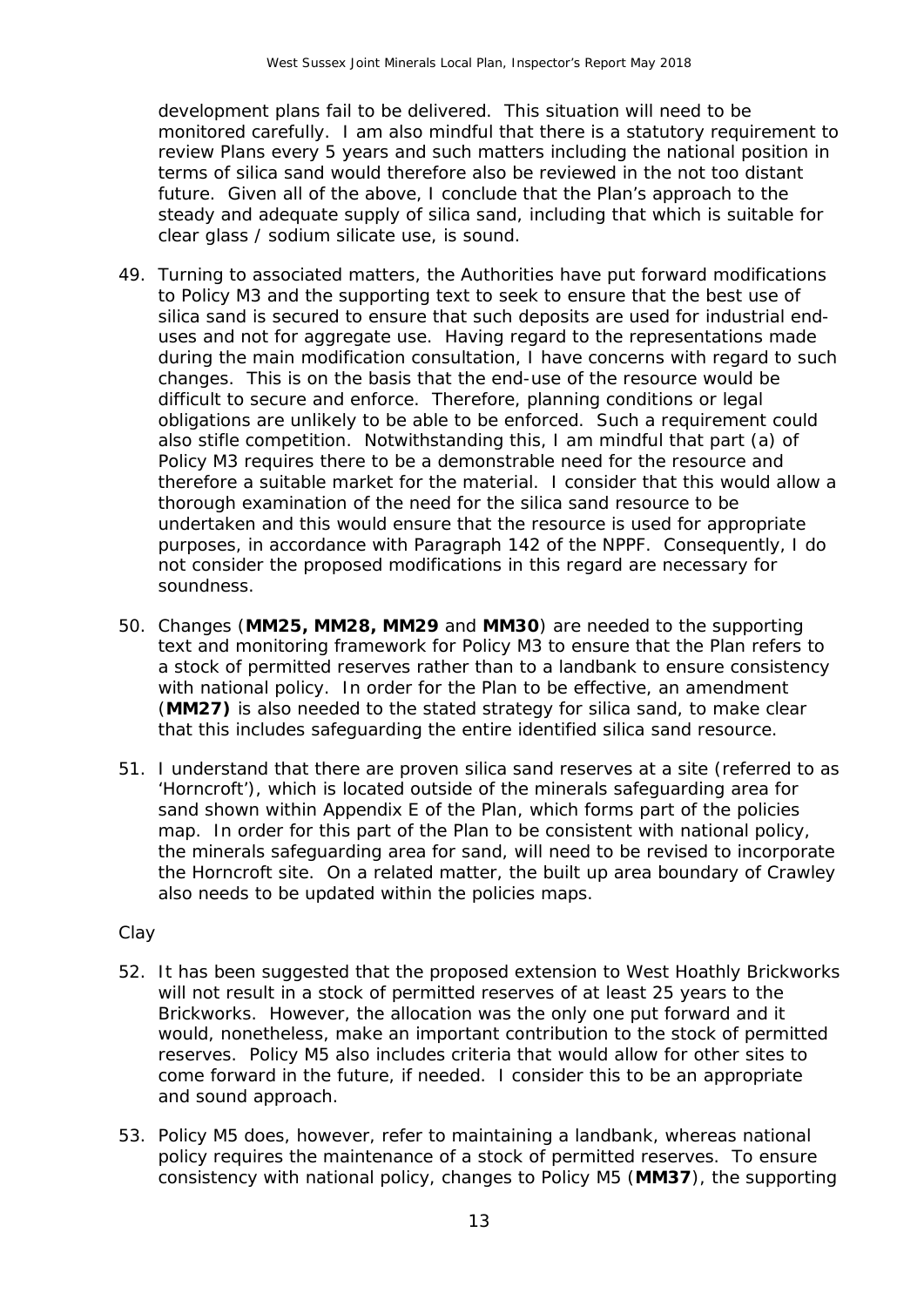development plans fail to be delivered. This situation will need to be monitored carefully. I am also mindful that there is a statutory requirement to review Plans every 5 years and such matters including the national position in terms of silica sand would therefore also be reviewed in the not too distant future. Given all of the above, I conclude that the Plan's approach to the steady and adequate supply of silica sand, including that which is suitable for clear glass / sodium silicate use, is sound.

49. Turning to associated matters, the Authorities have put forward modifications to Policy M3 and the supporting text to seek to ensure that the best use of silica sand is secured to ensure that such deposits are used for industrial end-uses and not for aggregate use. Having regard to the representations made during the main modification consultation, I have concerns with regard to such changes. This is on the basis that the end-use of the resource would be difficult to secure and enforce. Therefore, planning conditions or legal obligations are unlikely to be able to be enforced. Such a requirement could also stifle competition. Notwithstanding this, I am mindful that part (a) of Policy M3 requires there to be a demonstrable need for the resource and therefore a suitable market for the material. I consider that this would allow a thorough examination of the need for the silica sand resource to be undertaken and this would ensure that the resource is used for appropriate purposes, in accordance with Paragraph 142 of the NPPF. Consequently, I do not consider the proposed modifications in this regard are necessary for soundness.

50. Changes (**MM25, MM28, MM29** and **MM30**) are needed to the supporting text and monitoring framework for Policy M3 to ensure that the Plan refers to a stock of permitted reserves rather than to a landbank to ensure consistency with national policy. In order for the Plan to be effective, an amendment (**MM27)** is also needed to the stated strategy for silica sand, to make clear that this includes safeguarding the entire identified silica sand resource.

51. I understand that there are proven silica sand reserves at a site (referred to as 'Horncroft'), which is located outside of the minerals safeguarding area for sand shown within Appendix E of the Plan, which forms part of the policies map. In order for this part of the Plan to be consistent with national policy, the minerals safeguarding area for sand, will need to be revised to incorporate the Horncroft site. On a related matter, the built up area boundary of Crawley also needs to be updated within the policies maps.

*Clay*

52. It has been suggested that the proposed extension to West Hoathly Brickworks will not result in a stock of permitted reserves of at least 25 years to the Brickworks. However, the allocation was the only one put forward and it would, nonetheless, make an important contribution to the stock of permitted reserves. Policy M5 also includes criteria that would allow for other sites to come forward in the future, if needed. I consider this to be an appropriate and sound approach.

53. Policy M5 does, however, refer to maintaining a landbank, whereas national policy requires the maintenance of a stock of permitted reserves. To ensure consistency with national policy, changes to Policy M5 (**MM37**), the supporting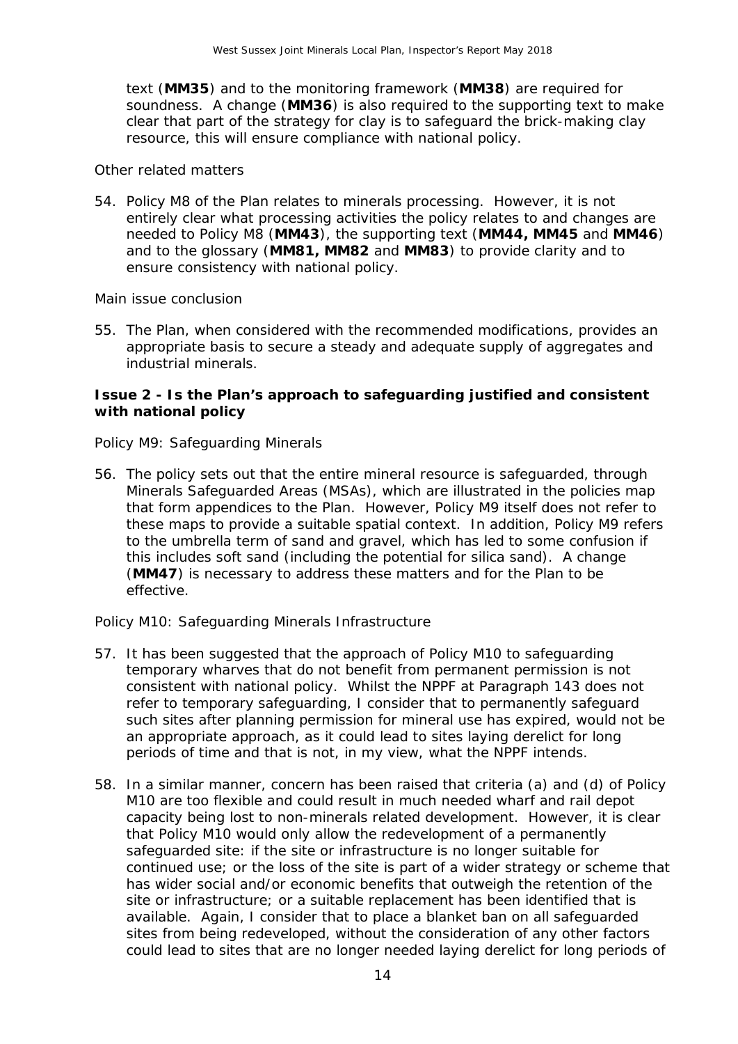text (**MM35**) and to the monitoring framework (**MM38**) are required for soundness. A change (**MM36**) is also required to the supporting text to make clear that part of the strategy for clay is to safeguard the brick-making clay resource, this will ensure compliance with national policy.

*Other related matters*

54. Policy M8 of the Plan relates to minerals processing. However, it is not entirely clear what processing activities the policy relates to and changes are needed to Policy M8 (**MM43**), the supporting text (**MM44, MM45** and **MM46**) and to the glossary (**MM81, MM82** and **MM83**) to provide clarity and to ensure consistency with national policy.

*Main issue conclusion*

55. The Plan, when considered with the recommended modifications, provides an appropriate basis to secure a steady and adequate supply of aggregates and industrial minerals.

**Issue 2 - Is the Plan's approach to safeguarding justified and consistent with national policy**

*Policy M9: Safeguarding Minerals*

56. The policy sets out that the entire mineral resource is safeguarded, through Minerals Safeguarded Areas (MSAs), which are illustrated in the policies map that form appendices to the Plan. However, Policy M9 itself does not refer to these maps to provide a suitable spatial context. In addition, Policy M9 refers to the umbrella term of sand and gravel, which has led to some confusion if this includes soft sand (including the potential for silica sand). A change (**MM47**) is necessary to address these matters and for the Plan to be effective.

*Policy M10: Safeguarding Minerals Infrastructure*

57. It has been suggested that the approach of Policy M10 to safeguarding temporary wharves that do not benefit from permanent permission is not consistent with national policy. Whilst the NPPF at Paragraph 143 does not refer to temporary safeguarding, I consider that to permanently safeguard such sites after planning permission for mineral use has expired, would not be an appropriate approach, as it could lead to sites laying derelict for long periods of time and that is not, in my view, what the NPPF intends.

58. In a similar manner, concern has been raised that criteria (a) and (d) of Policy M10 are too flexible and could result in much needed wharf and rail depot capacity being lost to non-minerals related development. However, it is clear that Policy M10 would only allow the redevelopment of a permanently safeguarded site: if the site or infrastructure is no longer suitable for continued use; or the loss of the site is part of a wider strategy or scheme that has wider social and/or economic benefits that outweigh the retention of the site or infrastructure; or a suitable replacement has been identified that is available. Again, I consider that to place a blanket ban on all safeguarded sites from being redeveloped, without the consideration of any other factors could lead to sites that are no longer needed laying derelict for long periods of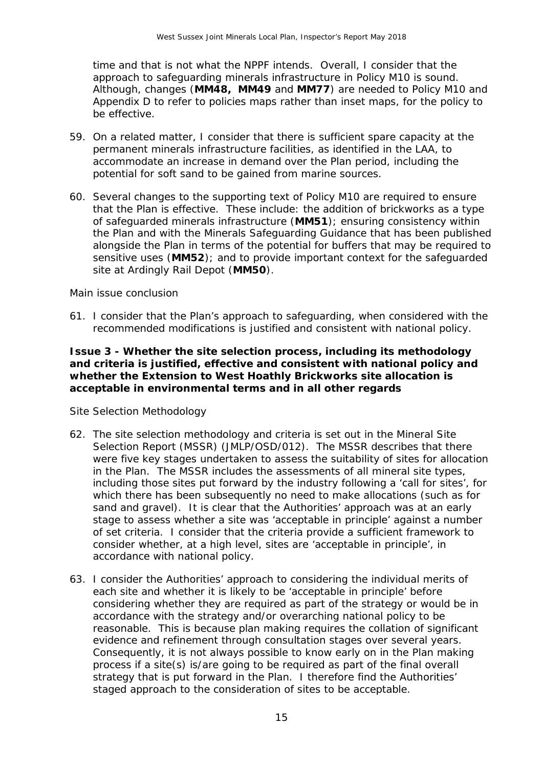time and that is not what the NPPF intends. Overall, I consider that the approach to safeguarding minerals infrastructure in Policy M10 is sound. Although, changes (**MM48, MM49** and **MM77**) are needed to Policy M10 and Appendix D to refer to policies maps rather than inset maps, for the policy to be effective.

59. On a related matter, I consider that there is sufficient spare capacity at the permanent minerals infrastructure facilities, as identified in the LAA, to accommodate an increase in demand over the Plan period, including the potential for soft sand to be gained from marine sources.

60. Several changes to the supporting text of Policy M10 are required to ensure that the Plan is effective. These include: the addition of brickworks as a type of safeguarded minerals infrastructure (**MM51**); ensuring consistency within the Plan and with the Minerals Safeguarding Guidance that has been published alongside the Plan in terms of the potential for buffers that may be required to sensitive uses (**MM52**); and to provide important context for the safeguarded site at Ardingly Rail Depot (**MM50**).

*Main issue conclusion*

61. I consider that the Plan's approach to safeguarding, when considered with the recommended modifications is justified and consistent with national policy.

**Issue 3 - Whether the site selection process, including its methodology and criteria is justified, effective and consistent with national policy and whether the Extension to West Hoathly Brickworks site allocation is acceptable in environmental terms and in all other regards**

*Site Selection Methodology*

62. The site selection methodology and criteria is set out in the Mineral Site Selection Report (MSSR) (JMLP/OSD/012). The MSSR describes that there were five key stages undertaken to assess the suitability of sites for allocation in the Plan. The MSSR includes the assessments of all mineral site types, including those sites put forward by the industry following a 'call for sites', for which there has been subsequently no need to make allocations (such as for sand and gravel). It is clear that the Authorities' approach was at an early stage to assess whether a site was 'acceptable in principle' against a number of set criteria. I consider that the criteria provide a sufficient framework to consider whether, at a high level, sites are 'acceptable in principle', in accordance with national policy.

63. I consider the Authorities' approach to considering the individual merits of each site and whether it is likely to be 'acceptable in principle' before considering whether they are required as part of the strategy or would be in accordance with the strategy and/or overarching national policy to be reasonable. This is because plan making requires the collation of significant evidence and refinement through consultation stages over several years. Consequently, it is not always possible to know early on in the Plan making process if a site(s) is/are going to be required as part of the final overall strategy that is put forward in the Plan. I therefore find the Authorities' staged approach to the consideration of sites to be acceptable.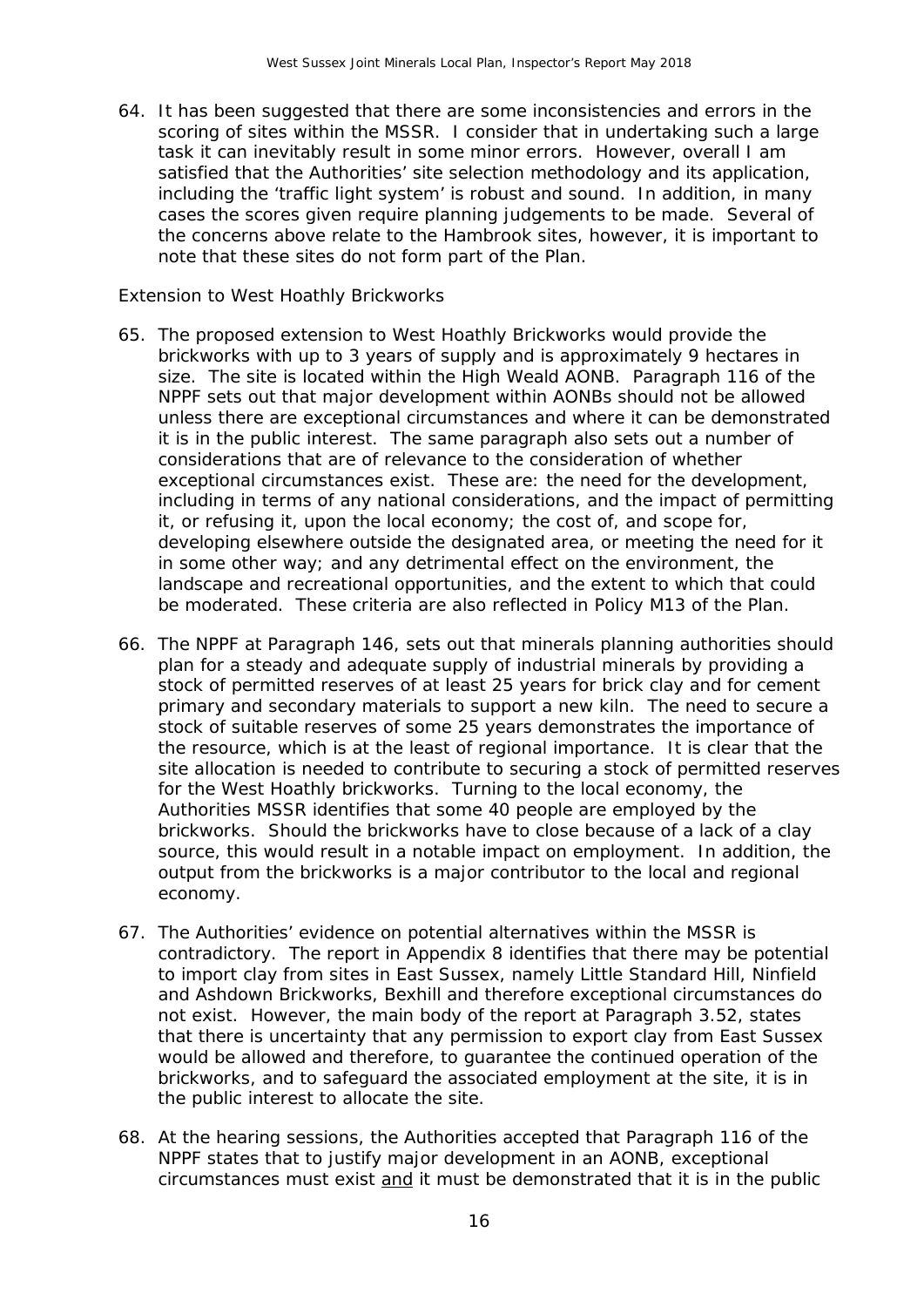64. It has been suggested that there are some inconsistencies and errors in the scoring of sites within the MSSR. I consider that in undertaking such a large task it can inevitably result in some minor errors. However, overall I am satisfied that the Authorities' site selection methodology and its application, including the 'traffic light system' is robust and sound. In addition, in many cases the scores given require planning judgements to be made. Several of the concerns above relate to the Hambrook sites, however, it is important to note that these sites do not form part of the Plan.

*Extension to West Hoathly Brickworks*

65. The proposed extension to West Hoathly Brickworks would provide the brickworks with up to 3 years of supply and is approximately 9 hectares in size. The site is located within the High Weald AONB. Paragraph 116 of the NPPF sets out that major development within AONBs should not be allowed unless there are exceptional circumstances and where it can be demonstrated it is in the public interest. The same paragraph also sets out a number of considerations that are of relevance to the consideration of whether exceptional circumstances exist. These are: the need for the development, including in terms of any national considerations, and the impact of permitting it, or refusing it, upon the local economy; the cost of, and scope for, developing elsewhere outside the designated area, or meeting the need for it in some other way; and any detrimental effect on the environment, the landscape and recreational opportunities, and the extent to which that could be moderated. These criteria are also reflected in Policy M13 of the Plan.

66. The NPPF at Paragraph 146, sets out that minerals planning authorities should plan for a steady and adequate supply of industrial minerals by providing a stock of permitted reserves of at least 25 years for brick clay and for cement primary and secondary materials to support a new kiln. The need to secure a stock of suitable reserves of some 25 years demonstrates the importance of the resource, which is at the least of regional importance. It is clear that the site allocation is needed to contribute to securing a stock of permitted reserves for the West Hoathly brickworks. Turning to the local economy, the Authorities MSSR identifies that some 40 people are employed by the brickworks. Should the brickworks have to close because of a lack of a clay source, this would result in a notable impact on employment. In addition, the output from the brickworks is a major contributor to the local and regional economy.

67. The Authorities' evidence on potential alternatives within the MSSR is contradictory. The report in Appendix 8 identifies that there may be potential to import clay from sites in East Sussex, namely Little Standard Hill, Ninfield and Ashdown Brickworks, Bexhill and therefore exceptional circumstances do not exist. However, the main body of the report at Paragraph 3.52, states that there is uncertainty that any permission to export clay from East Sussex would be allowed and therefore, to guarantee the continued operation of the brickworks, and to safeguard the associated employment at the site, it is in the public interest to allocate the site.

68. At the hearing sessions, the Authorities accepted that Paragraph 116 of the NPPF states that to justify major development in an AONB, exceptional circumstances must exist <u>and</u> it must be demonstrated that it is in the public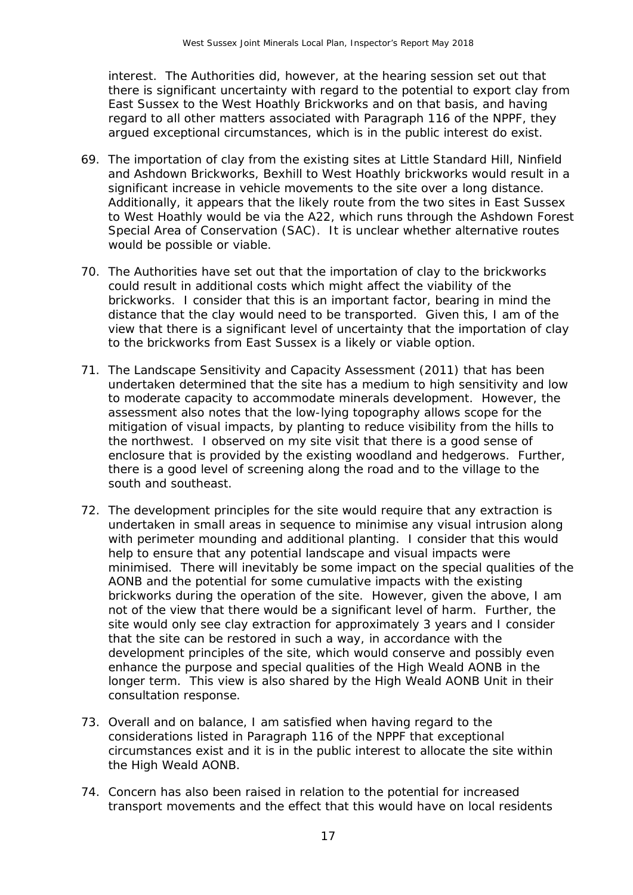interest. The Authorities did, however, at the hearing session set out that there is significant uncertainty with regard to the potential to export clay from East Sussex to the West Hoathly Brickworks and on that basis, and having regard to all other matters associated with Paragraph 116 of the NPPF, they argued exceptional circumstances, which is in the public interest do exist.

69. The importation of clay from the existing sites at Little Standard Hill, Ninfield and Ashdown Brickworks, Bexhill to West Hoathly brickworks would result in a significant increase in vehicle movements to the site over a long distance. Additionally, it appears that the likely route from the two sites in East Sussex to West Hoathly would be via the A22, which runs through the Ashdown Forest Special Area of Conservation (SAC). It is unclear whether alternative routes would be possible or viable.

70. The Authorities have set out that the importation of clay to the brickworks could result in additional costs which might affect the viability of the brickworks. I consider that this is an important factor, bearing in mind the distance that the clay would need to be transported. Given this, I am of the view that there is a significant level of uncertainty that the importation of clay to the brickworks from East Sussex is a likely or viable option.

71. The Landscape Sensitivity and Capacity Assessment (2011) that has been undertaken determined that the site has a medium to high sensitivity and low to moderate capacity to accommodate minerals development. However, the assessment also notes that the low-lying topography allows scope for the mitigation of visual impacts, by planting to reduce visibility from the hills to the northwest. I observed on my site visit that there is a good sense of enclosure that is provided by the existing woodland and hedgerows. Further, there is a good level of screening along the road and to the village to the south and southeast.

72. The development principles for the site would require that any extraction is undertaken in small areas in sequence to minimise any visual intrusion along with perimeter mounding and additional planting. I consider that this would help to ensure that any potential landscape and visual impacts were minimised. There will inevitably be some impact on the special qualities of the AONB and the potential for some cumulative impacts with the existing brickworks during the operation of the site. However, given the above, I am not of the view that there would be a significant level of harm. Further, the site would only see clay extraction for approximately 3 years and I consider that the site can be restored in such a way, in accordance with the development principles of the site, which would conserve and possibly even enhance the purpose and special qualities of the High Weald AONB in the longer term. This view is also shared by the High Weald AONB Unit in their consultation response.

73. Overall and on balance, I am satisfied when having regard to the considerations listed in Paragraph 116 of the NPPF that exceptional circumstances exist and it is in the public interest to allocate the site within the High Weald AONB.

74. Concern has also been raised in relation to the potential for increased transport movements and the effect that this would have on local residents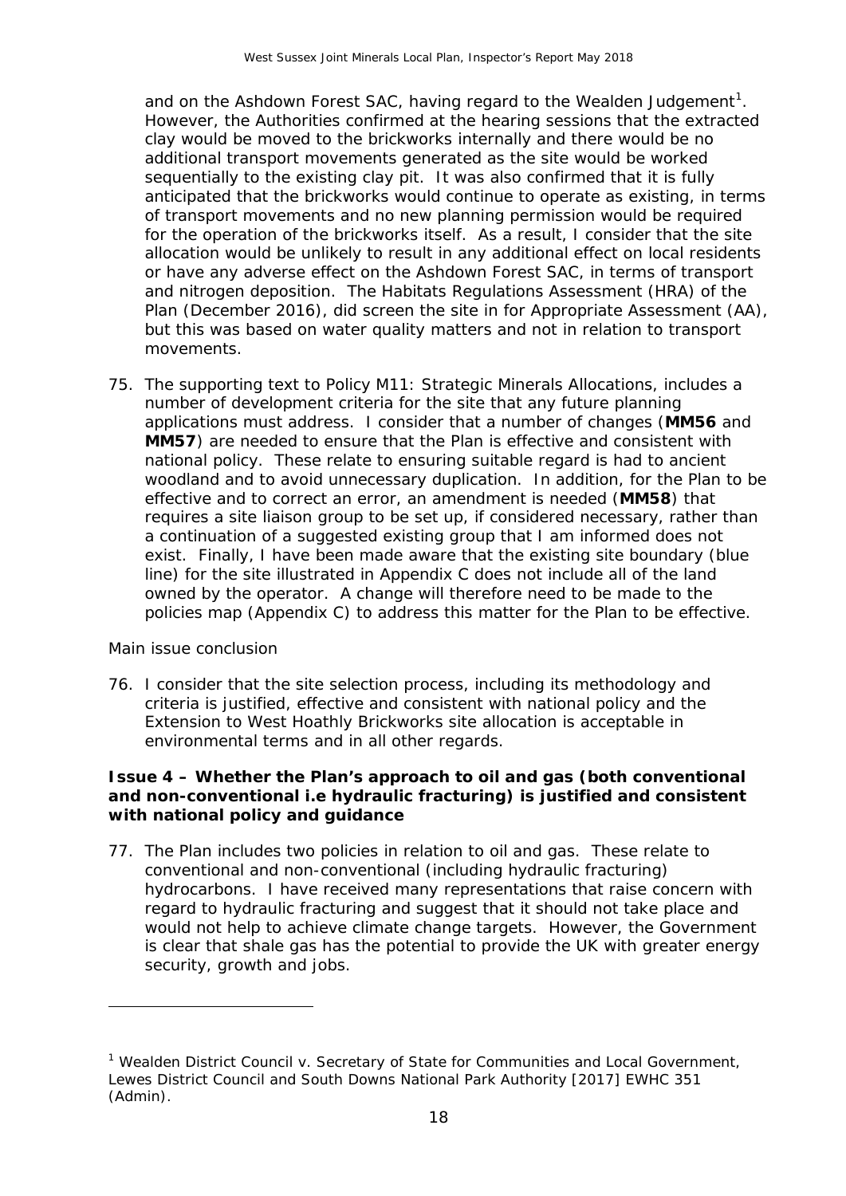and on the Ashdown Forest SAC, having regard to the Wealden Judgement[1]. However, the Authorities confirmed at the hearing sessions that the extracted clay would be moved to the brickworks internally and there would be no additional transport movements generated as the site would be worked sequentially to the existing clay pit. It was also confirmed that it is fully anticipated that the brickworks would continue to operate as existing, in terms of transport movements and no new planning permission would be required for the operation of the brickworks itself. As a result, I consider that the site allocation would be unlikely to result in any additional effect on local residents or have any adverse effect on the Ashdown Forest SAC, in terms of transport and nitrogen deposition. The Habitats Regulations Assessment (HRA) of the Plan (December 2016), did screen the site in for Appropriate Assessment (AA), but this was based on water quality matters and not in relation to transport movements.

75. The supporting text to Policy M11: Strategic Minerals Allocations, includes a number of development criteria for the site that any future planning applications must address. I consider that a number of changes (**MM56** and **MM57**) are needed to ensure that the Plan is effective and consistent with national policy. These relate to ensuring suitable regard is had to ancient woodland and to avoid unnecessary duplication. In addition, for the Plan to be effective and to correct an error, an amendment is needed (**MM58**) that requires a site liaison group to be set up, if considered necessary, rather than a continuation of a suggested existing group that I am informed does not exist. Finally, I have been made aware that the existing site boundary (blue line) for the site illustrated in Appendix C does not include all of the land owned by the operator. A change will therefore need to be made to the policies map (Appendix C) to address this matter for the Plan to be effective.

*Main issue conclusion*

76. I consider that the site selection process, including its methodology and criteria is justified, effective and consistent with national policy and the Extension to West Hoathly Brickworks site allocation is acceptable in environmental terms and in all other regards.

### Issue 4 – Whether the Plan's approach to oil and gas (both conventional and non-conventional i.e hydraulic fracturing) is justified and consistent with national policy and guidance

77. The Plan includes two policies in relation to oil and gas. These relate to conventional and non-conventional (including hydraulic fracturing) hydrocarbons. I have received many representations that raise concern with regard to hydraulic fracturing and suggest that it should not take place and would not help to achieve climate change targets. However, the Government is clear that shale gas has the potential to provide the UK with greater energy security, growth and jobs.

---

[1] Wealden District Council v. Secretary of State for Communities and Local Government, Lewes District Council and South Downs National Park Authority [2017] EWHC 351 (Admin).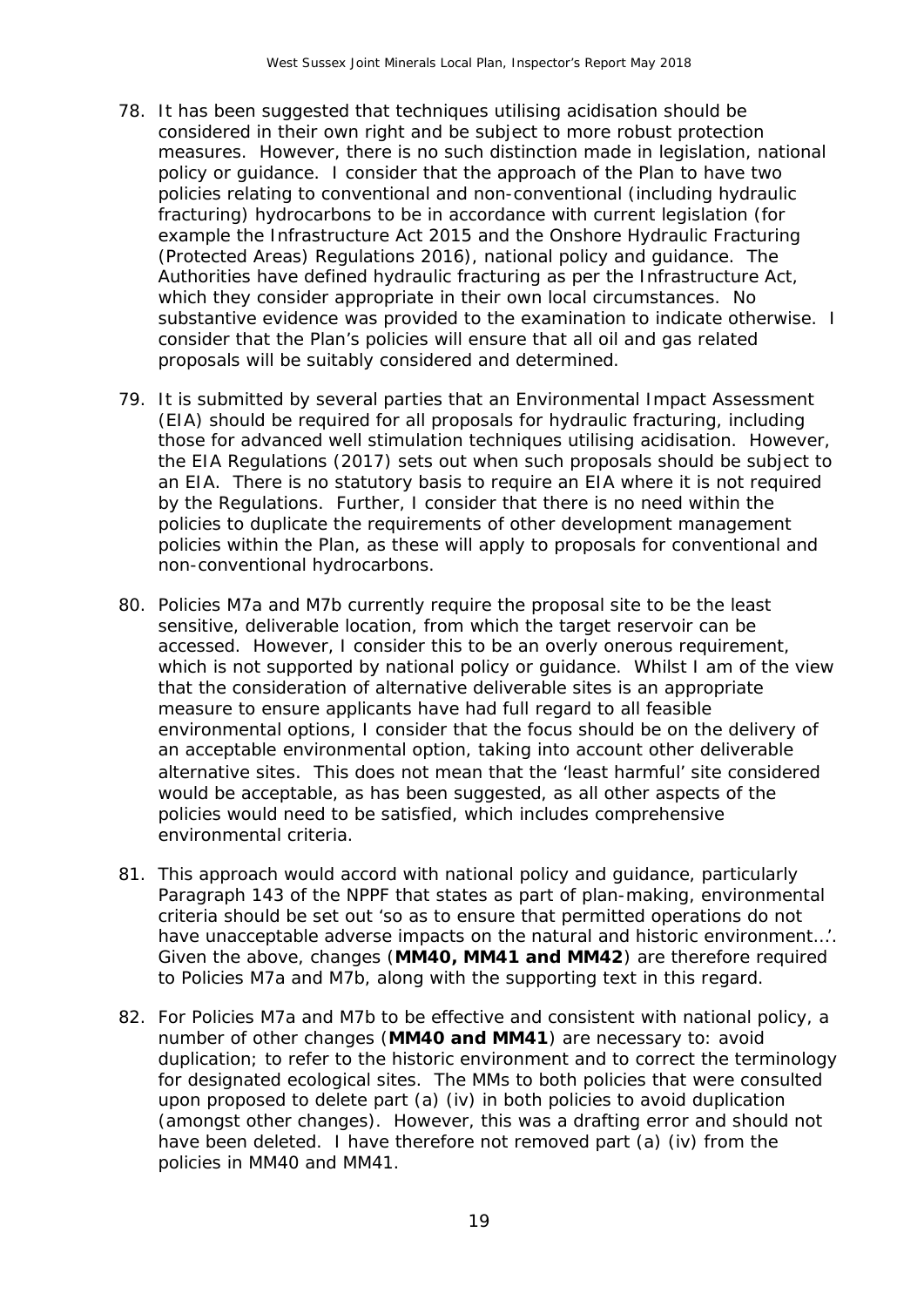78. It has been suggested that techniques utilising acidisation should be considered in their own right and be subject to more robust protection measures. However, there is no such distinction made in legislation, national policy or guidance. I consider that the approach of the Plan to have two policies relating to conventional and non-conventional (including hydraulic fracturing) hydrocarbons to be in accordance with current legislation (for example the Infrastructure Act 2015 and the Onshore Hydraulic Fracturing (Protected Areas) Regulations 2016), national policy and guidance. The Authorities have defined hydraulic fracturing as per the Infrastructure Act, which they consider appropriate in their own local circumstances. No substantive evidence was provided to the examination to indicate otherwise. I consider that the Plan's policies will ensure that all oil and gas related proposals will be suitably considered and determined.

79. It is submitted by several parties that an Environmental Impact Assessment (EIA) should be required for all proposals for hydraulic fracturing, including those for advanced well stimulation techniques utilising acidisation. However, the EIA Regulations (2017) sets out when such proposals should be subject to an EIA. There is no statutory basis to require an EIA where it is not required by the Regulations. Further, I consider that there is no need within the policies to duplicate the requirements of other development management policies within the Plan, as these will apply to proposals for conventional and non-conventional hydrocarbons.

80. Policies M7a and M7b currently require the proposal site to be the least sensitive, deliverable location, from which the target reservoir can be accessed. However, I consider this to be an overly onerous requirement, which is not supported by national policy or guidance. Whilst I am of the view that the consideration of alternative deliverable sites is an appropriate measure to ensure applicants have had full regard to all feasible environmental options, I consider that the focus should be on the delivery of an acceptable environmental option, taking into account other deliverable alternative sites. This does not mean that the 'least harmful' site considered would be acceptable, as has been suggested, as all other aspects of the policies would need to be satisfied, which includes comprehensive environmental criteria.

81. This approach would accord with national policy and guidance, particularly Paragraph 143 of the NPPF that states as part of plan-making, environmental criteria should be set out 'so as to ensure that permitted operations do not have unacceptable adverse impacts on the natural and historic environment…'. Given the above, changes (**MM40, MM41 and MM42**) are therefore required to Policies M7a and M7b, along with the supporting text in this regard.

82. For Policies M7a and M7b to be effective and consistent with national policy, a number of other changes (**MM40 and MM41**) are necessary to: avoid duplication; to refer to the historic environment and to correct the terminology for designated ecological sites. The MMs to both policies that were consulted upon proposed to delete part (a) (iv) in both policies to avoid duplication (amongst other changes). However, this was a drafting error and should not have been deleted. I have therefore not removed part (a) (iv) from the policies in MM40 and MM41.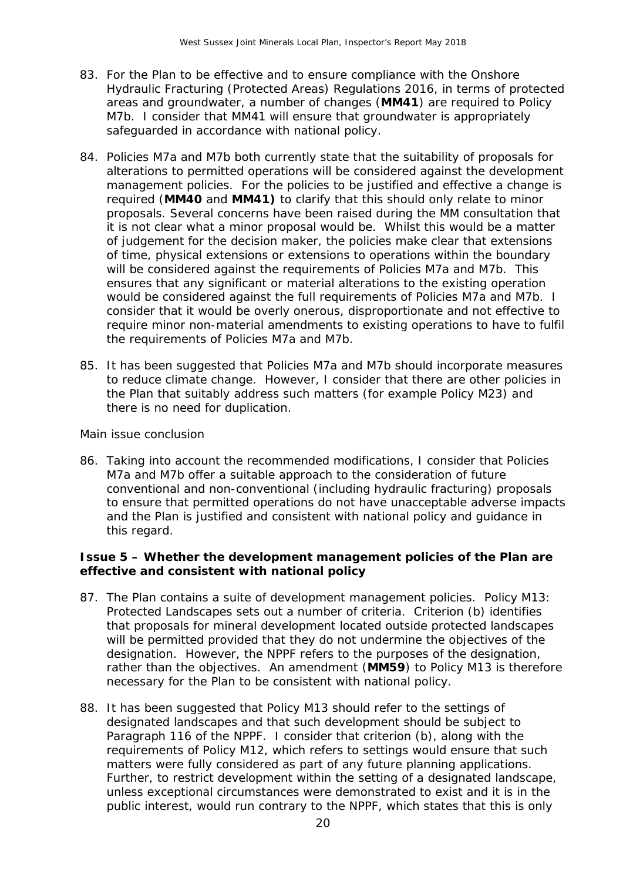83. For the Plan to be effective and to ensure compliance with the Onshore Hydraulic Fracturing (Protected Areas) Regulations 2016, in terms of protected areas and groundwater, a number of changes (**MM41**) are required to Policy M7b. I consider that MM41 will ensure that groundwater is appropriately safeguarded in accordance with national policy.

84. Policies M7a and M7b both currently state that the suitability of proposals for alterations to permitted operations will be considered against the development management policies. For the policies to be justified and effective a change is required (**MM40** and **MM41)** to clarify that this should only relate to minor proposals. Several concerns have been raised during the MM consultation that it is not clear what a minor proposal would be. Whilst this would be a matter of judgement for the decision maker, the policies make clear that extensions of time, physical extensions or extensions to operations within the boundary will be considered against the requirements of Policies M7a and M7b. This ensures that any significant or material alterations to the existing operation would be considered against the full requirements of Policies M7a and M7b. I consider that it would be overly onerous, disproportionate and not effective to require minor non-material amendments to existing operations to have to fulfil the requirements of Policies M7a and M7b.

85. It has been suggested that Policies M7a and M7b should incorporate measures to reduce climate change. However, I consider that there are other policies in the Plan that suitably address such matters (for example Policy M23) and there is no need for duplication.

*Main issue conclusion*

86. Taking into account the recommended modifications, I consider that Policies M7a and M7b offer a suitable approach to the consideration of future conventional and non-conventional (including hydraulic fracturing) proposals to ensure that permitted operations do not have unacceptable adverse impacts and the Plan is justified and consistent with national policy and guidance in this regard.

**Issue 5 – Whether the development management policies of the Plan are effective and consistent with national policy**

87. The Plan contains a suite of development management policies. Policy M13: Protected Landscapes sets out a number of criteria. Criterion (b) identifies that proposals for mineral development located outside protected landscapes will be permitted provided that they do not undermine the objectives of the designation. However, the NPPF refers to the purposes of the designation, rather than the objectives. An amendment (**MM59**) to Policy M13 is therefore necessary for the Plan to be consistent with national policy.

88. It has been suggested that Policy M13 should refer to the settings of designated landscapes and that such development should be subject to Paragraph 116 of the NPPF. I consider that criterion (b), along with the requirements of Policy M12, which refers to settings would ensure that such matters were fully considered as part of any future planning applications. Further, to restrict development within the setting of a designated landscape, unless exceptional circumstances were demonstrated to exist and it is in the public interest, would run contrary to the NPPF, which states that this is only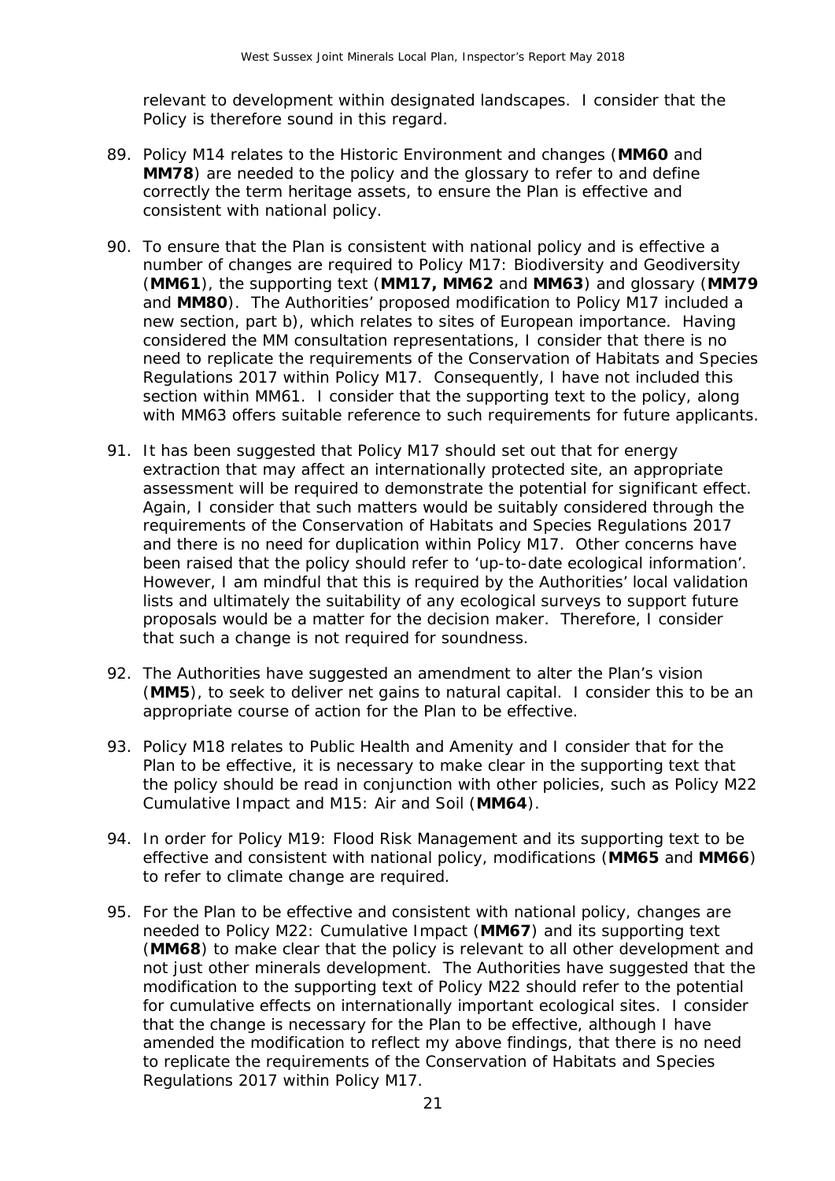relevant to development within designated landscapes. I consider that the Policy is therefore sound in this regard.

89. Policy M14 relates to the Historic Environment and changes (**MM60** and **MM78**) are needed to the policy and the glossary to refer to and define correctly the term heritage assets, to ensure the Plan is effective and consistent with national policy.

90. To ensure that the Plan is consistent with national policy and is effective a number of changes are required to Policy M17: Biodiversity and Geodiversity (**MM61**), the supporting text (**MM17, MM62** and **MM63**) and glossary (**MM79** and **MM80**). The Authorities' proposed modification to Policy M17 included a new section, part b), which relates to sites of European importance. Having considered the MM consultation representations, I consider that there is no need to replicate the requirements of the Conservation of Habitats and Species Regulations 2017 within Policy M17. Consequently, I have not included this section within MM61. I consider that the supporting text to the policy, along with MM63 offers suitable reference to such requirements for future applicants.

91. It has been suggested that Policy M17 should set out that for energy extraction that may affect an internationally protected site, an appropriate assessment will be required to demonstrate the potential for significant effect. Again, I consider that such matters would be suitably considered through the requirements of the Conservation of Habitats and Species Regulations 2017 and there is no need for duplication within Policy M17. Other concerns have been raised that the policy should refer to 'up-to-date ecological information'. However, I am mindful that this is required by the Authorities' local validation lists and ultimately the suitability of any ecological surveys to support future proposals would be a matter for the decision maker. Therefore, I consider that such a change is not required for soundness.

92. The Authorities have suggested an amendment to alter the Plan's vision (**MM5**), to seek to deliver net gains to natural capital. I consider this to be an appropriate course of action for the Plan to be effective.

93. Policy M18 relates to Public Health and Amenity and I consider that for the Plan to be effective, it is necessary to make clear in the supporting text that the policy should be read in conjunction with other policies, such as Policy M22 Cumulative Impact and M15: Air and Soil (**MM64**).

94. In order for Policy M19: Flood Risk Management and its supporting text to be effective and consistent with national policy, modifications (**MM65** and **MM66**) to refer to climate change are required.

95. For the Plan to be effective and consistent with national policy, changes are needed to Policy M22: Cumulative Impact (**MM67**) and its supporting text (**MM68**) to make clear that the policy is relevant to all other development and not just other minerals development. The Authorities have suggested that the modification to the supporting text of Policy M22 should refer to the potential for cumulative effects on internationally important ecological sites. I consider that the change is necessary for the Plan to be effective, although I have amended the modification to reflect my above findings, that there is no need to replicate the requirements of the Conservation of Habitats and Species Regulations 2017 within Policy M17.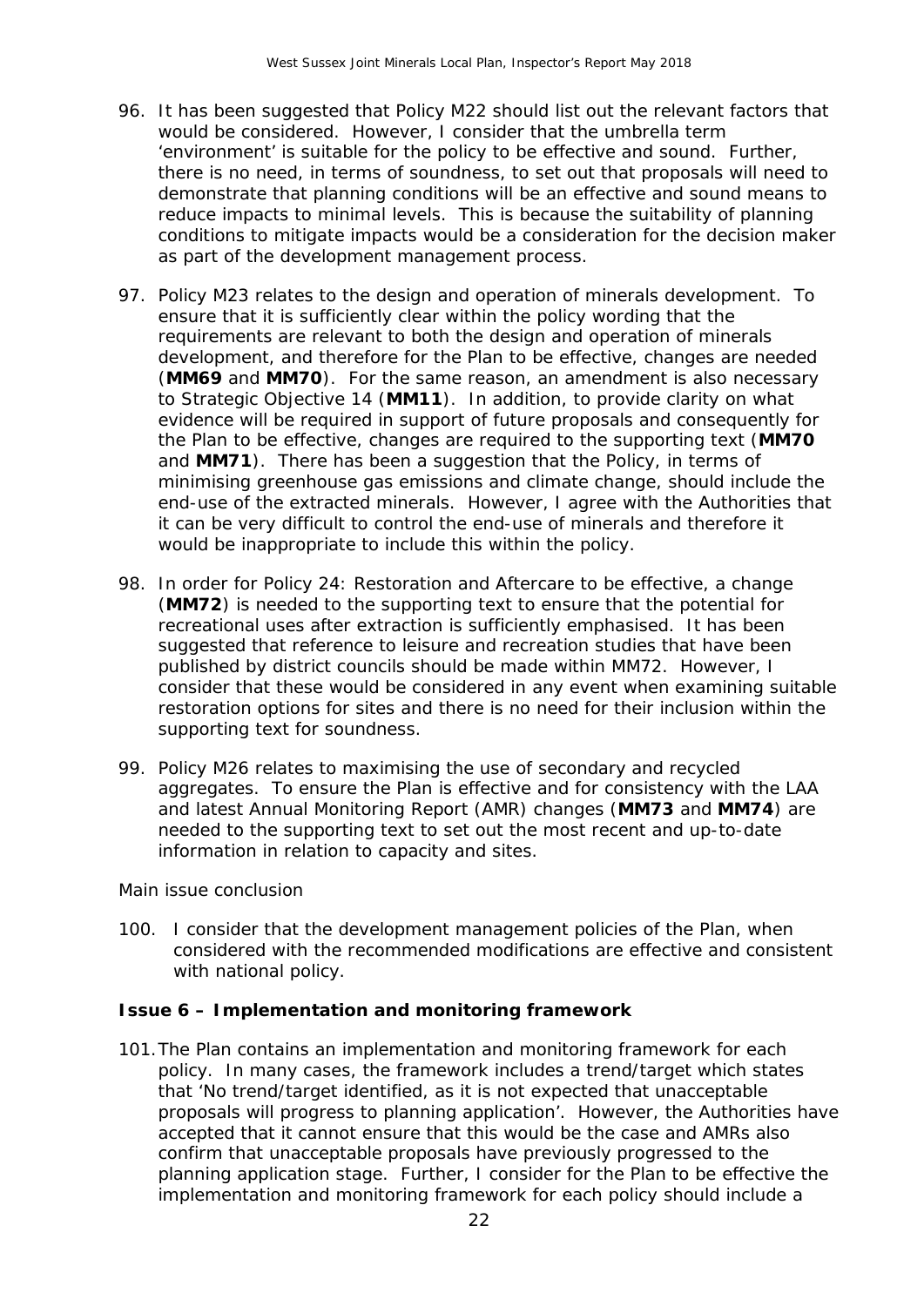96. It has been suggested that Policy M22 should list out the relevant factors that would be considered. However, I consider that the umbrella term 'environment' is suitable for the policy to be effective and sound. Further, there is no need, in terms of soundness, to set out that proposals will need to demonstrate that planning conditions will be an effective and sound means to reduce impacts to minimal levels. This is because the suitability of planning conditions to mitigate impacts would be a consideration for the decision maker as part of the development management process.

97. Policy M23 relates to the design and operation of minerals development. To ensure that it is sufficiently clear within the policy wording that the requirements are relevant to both the design and operation of minerals development, and therefore for the Plan to be effective, changes are needed (**MM69** and **MM70**). For the same reason, an amendment is also necessary to Strategic Objective 14 (**MM11**). In addition, to provide clarity on what evidence will be required in support of future proposals and consequently for the Plan to be effective, changes are required to the supporting text (**MM70** and **MM71**). There has been a suggestion that the Policy, in terms of minimising greenhouse gas emissions and climate change, should include the end-use of the extracted minerals. However, I agree with the Authorities that it can be very difficult to control the end-use of minerals and therefore it would be inappropriate to include this within the policy.

98. In order for Policy 24: Restoration and Aftercare to be effective, a change (**MM72**) is needed to the supporting text to ensure that the potential for recreational uses after extraction is sufficiently emphasised. It has been suggested that reference to leisure and recreation studies that have been published by district councils should be made within MM72. However, I consider that these would be considered in any event when examining suitable restoration options for sites and there is no need for their inclusion within the supporting text for soundness.

99. Policy M26 relates to maximising the use of secondary and recycled aggregates. To ensure the Plan is effective and for consistency with the LAA and latest Annual Monitoring Report (AMR) changes (**MM73** and **MM74**) are needed to the supporting text to set out the most recent and up-to-date information in relation to capacity and sites.

*Main issue conclusion*

100. I consider that the development management policies of the Plan, when considered with the recommended modifications are effective and consistent with national policy.

**Issue 6 – Implementation and monitoring framework**

101. The Plan contains an implementation and monitoring framework for each policy. In many cases, the framework includes a trend/target which states that 'No trend/target identified, as it is not expected that unacceptable proposals will progress to planning application'. However, the Authorities have accepted that it cannot ensure that this would be the case and AMRs also confirm that unacceptable proposals have previously progressed to the planning application stage. Further, I consider for the Plan to be effective the implementation and monitoring framework for each policy should include a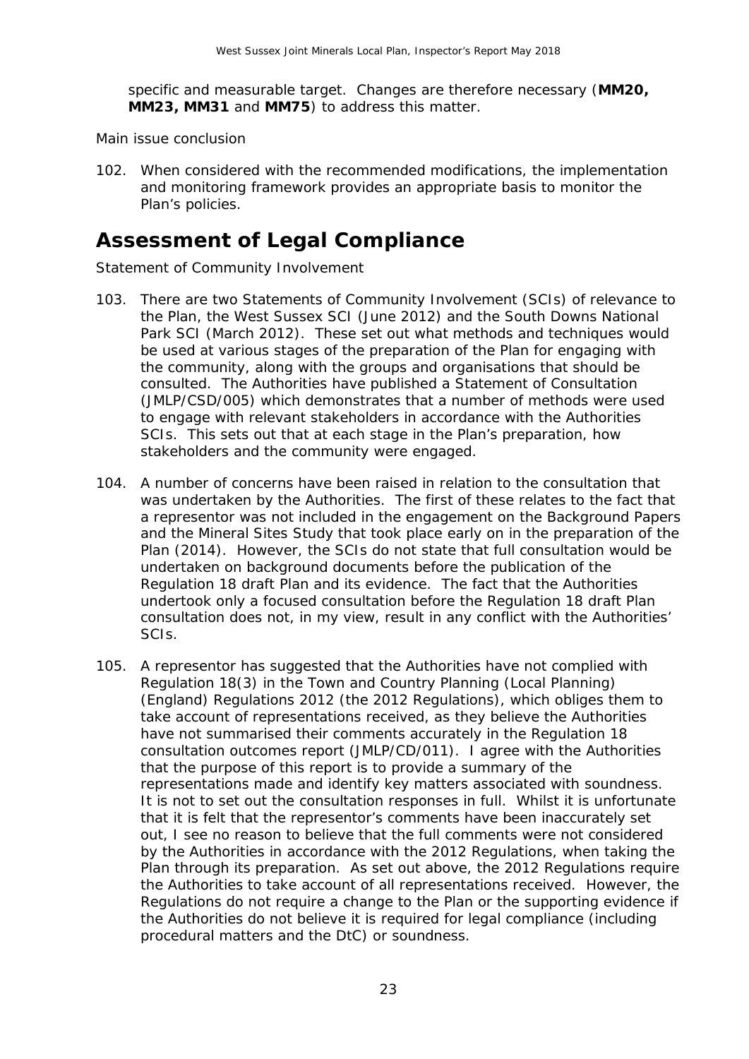specific and measurable target. Changes are therefore necessary (**MM20, MM23, MM31** and **MM75**) to address this matter.

*Main issue conclusion*

102. When considered with the recommended modifications, the implementation and monitoring framework provides an appropriate basis to monitor the Plan's policies.

# Assessment of Legal Compliance

*Statement of Community Involvement*

103. There are two Statements of Community Involvement (SCIs) of relevance to the Plan, the West Sussex SCI (June 2012) and the South Downs National Park SCI (March 2012). These set out what methods and techniques would be used at various stages of the preparation of the Plan for engaging with the community, along with the groups and organisations that should be consulted. The Authorities have published a Statement of Consultation (JMLP/CSD/005) which demonstrates that a number of methods were used to engage with relevant stakeholders in accordance with the Authorities SCIs. This sets out that at each stage in the Plan's preparation, how stakeholders and the community were engaged.

104. A number of concerns have been raised in relation to the consultation that was undertaken by the Authorities. The first of these relates to the fact that a representor was not included in the engagement on the Background Papers and the Mineral Sites Study that took place early on in the preparation of the Plan (2014). However, the SCIs do not state that full consultation would be undertaken on background documents before the publication of the Regulation 18 draft Plan and its evidence. The fact that the Authorities undertook only a focused consultation before the Regulation 18 draft Plan consultation does not, in my view, result in any conflict with the Authorities' SCIs.

105. A representor has suggested that the Authorities have not complied with Regulation 18(3) in the Town and Country Planning (Local Planning) (England) Regulations 2012 (the 2012 Regulations), which obliges them to take account of representations received, as they believe the Authorities have not summarised their comments accurately in the Regulation 18 consultation outcomes report (JMLP/CD/011). I agree with the Authorities that the purpose of this report is to provide a summary of the representations made and identify key matters associated with soundness. It is not to set out the consultation responses in full. Whilst it is unfortunate that it is felt that the representor's comments have been inaccurately set out, I see no reason to believe that the full comments were not considered by the Authorities in accordance with the 2012 Regulations, when taking the Plan through its preparation. As set out above, the 2012 Regulations require the Authorities to take account of all representations received. However, the Regulations do not require a change to the Plan or the supporting evidence if the Authorities do not believe it is required for legal compliance (including procedural matters and the DtC) or soundness.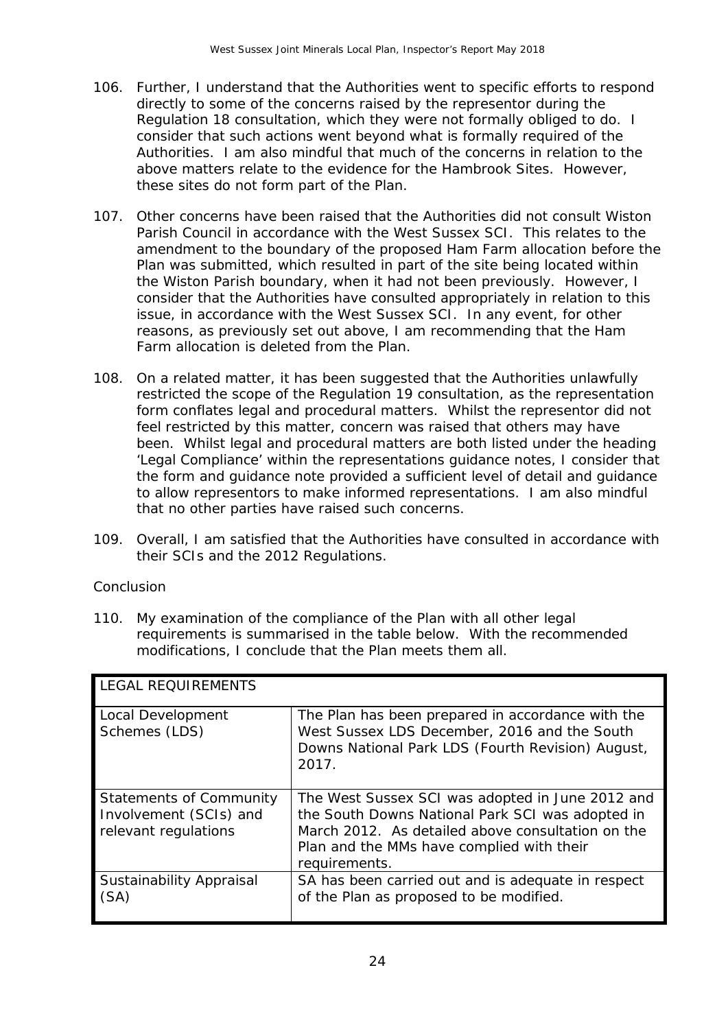106. Further, I understand that the Authorities went to specific efforts to respond directly to some of the concerns raised by the representor during the Regulation 18 consultation, which they were not formally obliged to do. I consider that such actions went beyond what is formally required of the Authorities. I am also mindful that much of the concerns in relation to the above matters relate to the evidence for the Hambrook Sites. However, these sites do not form part of the Plan.

107. Other concerns have been raised that the Authorities did not consult Wiston Parish Council in accordance with the West Sussex SCI. This relates to the amendment to the boundary of the proposed Ham Farm allocation before the Plan was submitted, which resulted in part of the site being located within the Wiston Parish boundary, when it had not been previously. However, I consider that the Authorities have consulted appropriately in relation to this issue, in accordance with the West Sussex SCI. In any event, for other reasons, as previously set out above, I am recommending that the Ham Farm allocation is deleted from the Plan.

108. On a related matter, it has been suggested that the Authorities unlawfully restricted the scope of the Regulation 19 consultation, as the representation form conflates legal and procedural matters. Whilst the representor did not feel restricted by this matter, concern was raised that others may have been. Whilst legal and procedural matters are both listed under the heading 'Legal Compliance' within the representations guidance notes, I consider that the form and guidance note provided a sufficient level of detail and guidance to allow representors to make informed representations. I am also mindful that no other parties have raised such concerns.

109. Overall, I am satisfied that the Authorities have consulted in accordance with their SCIs and the 2012 Regulations.

Conclusion

110. My examination of the compliance of the Plan with all other legal requirements is summarised in the table below. With the recommended modifications, I conclude that the Plan meets them all.

| LEGAL REQUIREMENTS | |
|---|---|
| Local Development Schemes (LDS) | The Plan has been prepared in accordance with the West Sussex LDS December, 2016 and the South Downs National Park LDS (Fourth Revision) August, 2017. |
| Statements of Community Involvement (SCIs) and relevant regulations | The West Sussex SCI was adopted in June 2012 and the South Downs National Park SCI was adopted in March 2012. As detailed above consultation on the Plan and the MMs have complied with their requirements. |
| Sustainability Appraisal (SA) | SA has been carried out and is adequate in respect of the Plan as proposed to be modified. |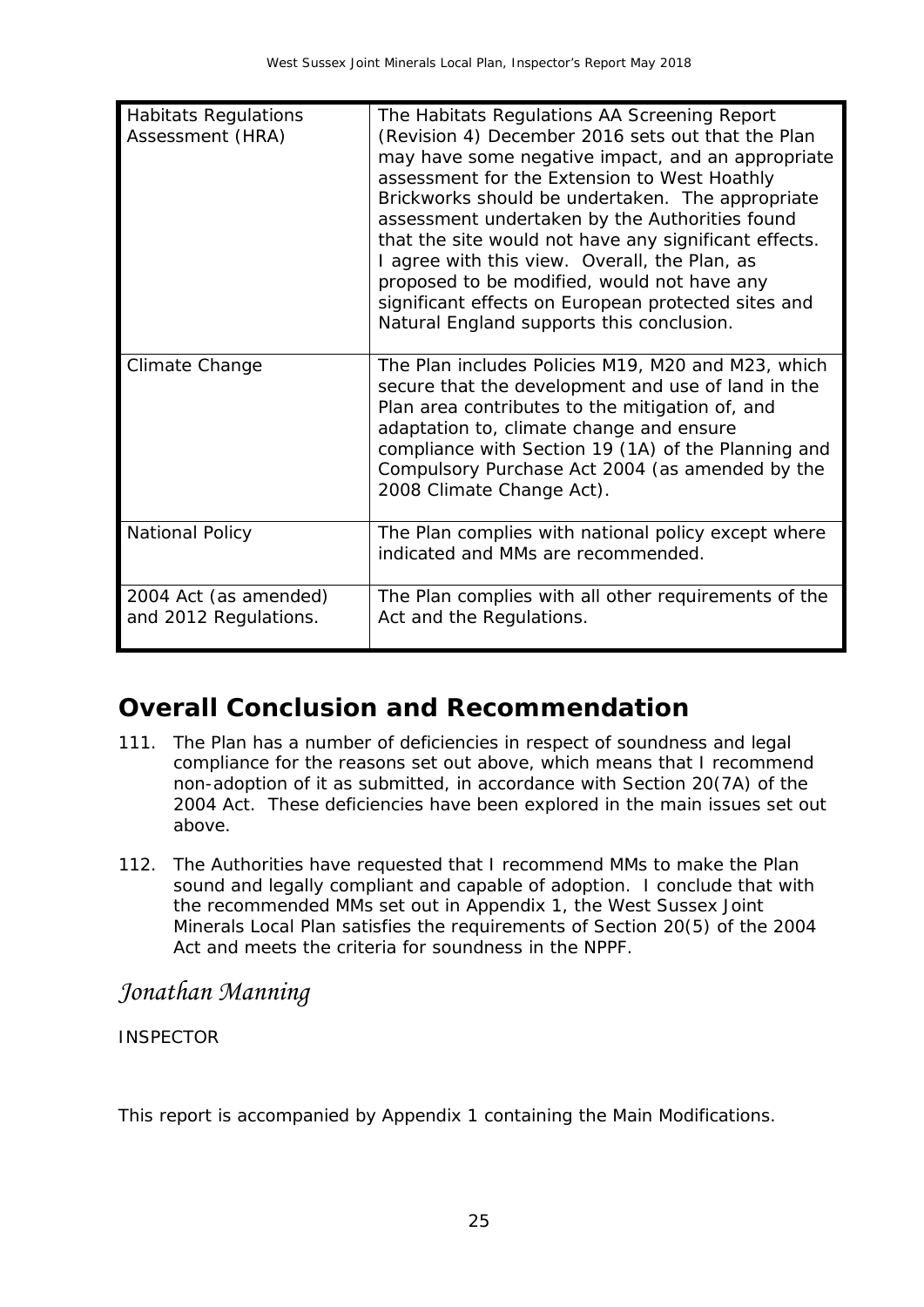| | |
|---|---|
| Habitats Regulations Assessment (HRA) | The Habitats Regulations AA Screening Report (Revision 4) December 2016 sets out that the Plan may have some negative impact, and an appropriate assessment for the Extension to West Hoathly Brickworks should be undertaken. The appropriate assessment undertaken by the Authorities found that the site would not have any significant effects. I agree with this view. Overall, the Plan, as proposed to be modified, would not have any significant effects on European protected sites and Natural England supports this conclusion. |
| Climate Change | The Plan includes Policies M19, M20 and M23, which secure that the development and use of land in the Plan area contributes to the mitigation of, and adaptation to, climate change and ensure compliance with Section 19 (1A) of the Planning and Compulsory Purchase Act 2004 (as amended by the 2008 Climate Change Act). |
| National Policy | The Plan complies with national policy except where indicated and MMs are recommended. |
| 2004 Act (as amended) and 2012 Regulations. | The Plan complies with all other requirements of the Act and the Regulations. |

## Overall Conclusion and Recommendation

111. The Plan has a number of deficiencies in respect of soundness and legal compliance for the reasons set out above, which means that I recommend non-adoption of it as submitted, in accordance with Section 20(7A) of the 2004 Act. These deficiencies have been explored in the main issues set out above.

112. The Authorities have requested that I recommend MMs to make the Plan sound and legally compliant and capable of adoption. I conclude that with the recommended MMs set out in Appendix 1, the West Sussex Joint Minerals Local Plan satisfies the requirements of Section 20(5) of the 2004 Act and meets the criteria for soundness in the NPPF.

*Jonathan Manning*

INSPECTOR

This report is accompanied by Appendix 1 containing the Main Modifications.